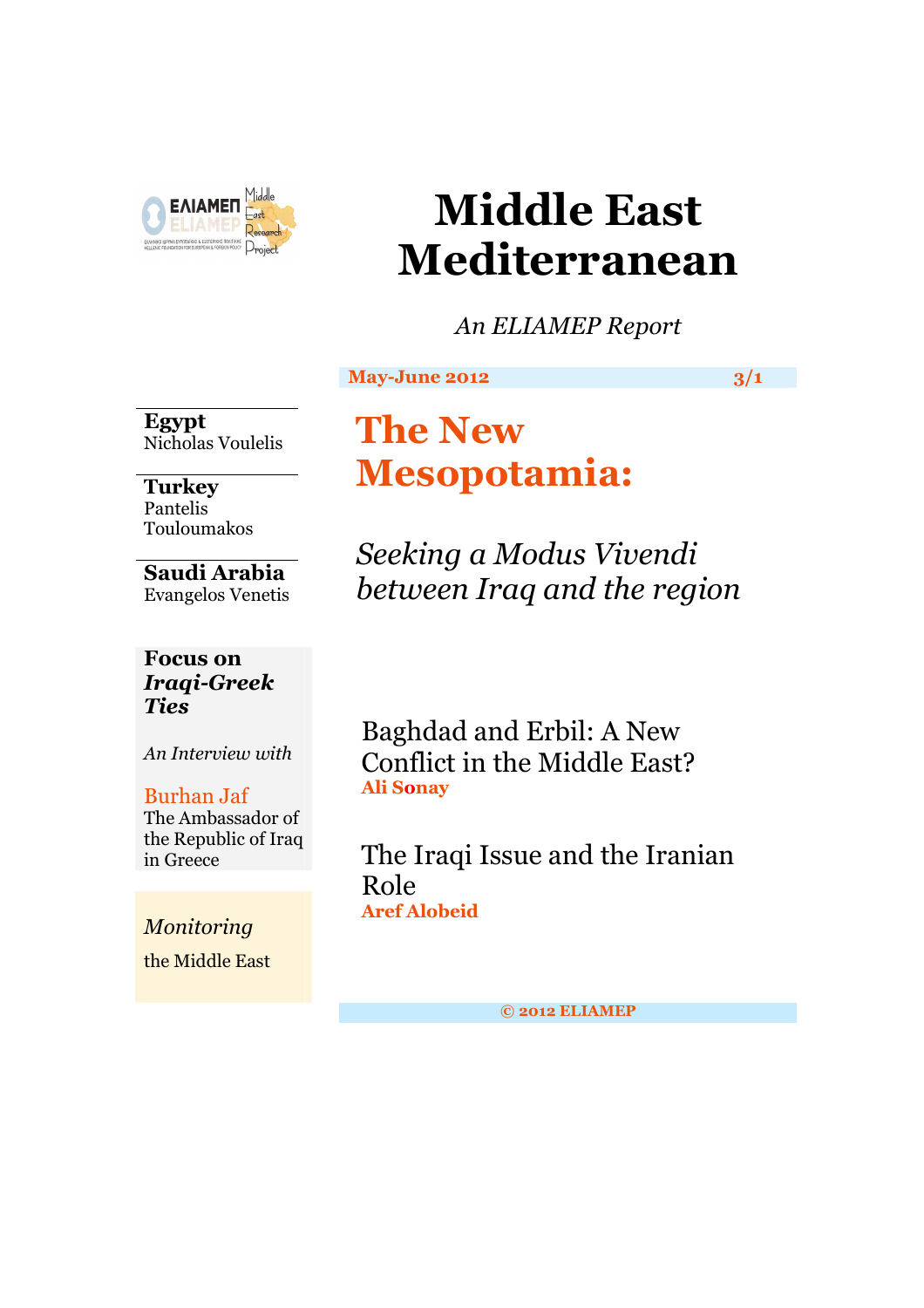# Middle East Mediterranean

*An ELIAMEP Report*

**May-June 2012** **3/1**

## The New Mesopotamia:

### *Seeking a Modus Vivendi between Iraq and the region*

**Egypt**
Nicholas Voulelis

**Turkey**
Pantelis Touloumakos

**Saudi Arabia**
Evangelos Venetis

**Focus on *Iraqi-Greek Ties***

*An Interview with*

Burhan Jaf
The Ambassador of the Republic of Iraq in Greece

*Monitoring* the Middle East

Baghdad and Erbil: A New Conflict in the Middle East?
**Ali Sonay**

The Iraqi Issue and the Iranian Role
**Aref Alobeid**

**© 2012 ELIAMEP**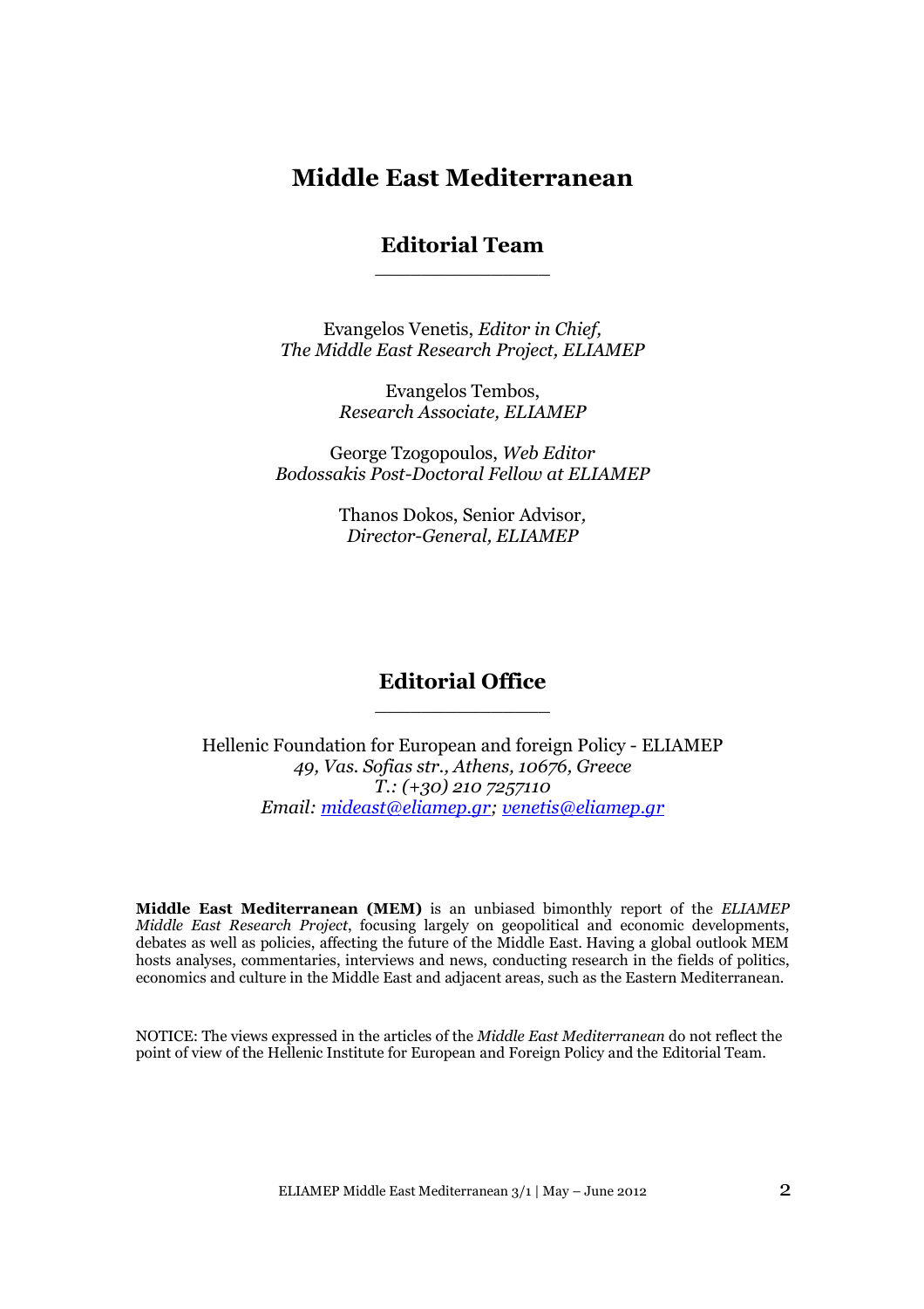# Middle East Mediterranean

## Editorial Team

Evangelos Venetis, *Editor in Chief,*
*The Middle East Research Project, ELIAMEP*

Evangelos Tembos,
*Research Associate, ELIAMEP*

George Tzogopoulos, *Web Editor*
*Bodossakis Post-Doctoral Fellow at ELIAMEP*

Thanos Dokos, Senior Advisor*,*
*Director-General, ELIAMEP*

## Editorial Office

Hellenic Foundation for European and foreign Policy - ELIAMEP
*49, Vas. Sofias str., Athens, 10676, Greece*
*T.: (+30) 210 7257110*
*Email: mideast@eliamep.gr; venetis@eliamep.gr*

**Middle East Mediterranean (MEM)** is an unbiased bimonthly report of the *ELIAMEP Middle East Research Project*, focusing largely on geopolitical and economic developments, debates as well as policies, affecting the future of the Middle East. Having a global outlook MEM hosts analyses, commentaries, interviews and news, conducting research in the fields of politics, economics and culture in the Middle East and adjacent areas, such as the Eastern Mediterranean.

NOTICE: The views expressed in the articles of the *Middle East Mediterranean* do not reflect the point of view of the Hellenic Institute for European and Foreign Policy and the Editorial Team.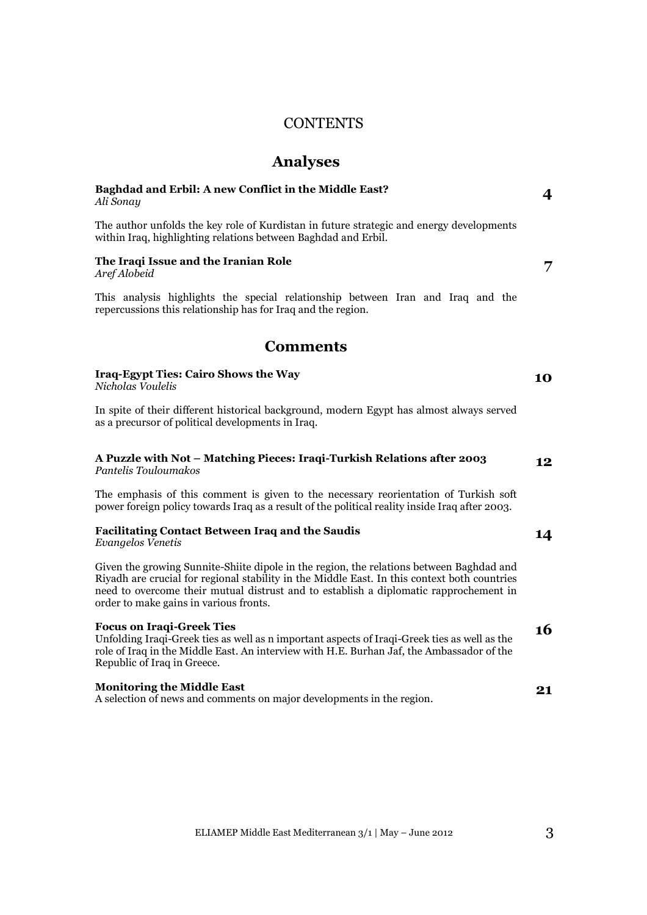# CONTENTS

## Analyses

**Baghdad and Erbil: A new Conflict in the Middle East?** **4**
*Ali Sonay*

The author unfolds the key role of Kurdistan in future strategic and energy developments within Iraq, highlighting relations between Baghdad and Erbil.

**The Iraqi Issue and the Iranian Role** **7**
*Aref Alobeid*

This analysis highlights the special relationship between Iran and Iraq and the repercussions this relationship has for Iraq and the region.

## Comments

**Iraq-Egypt Ties: Cairo Shows the Way** **10**
*Nicholas Voulelis*

In spite of their different historical background, modern Egypt has almost always served as a precursor of political developments in Iraq.

**A Puzzle with Not – Matching Pieces: Iraqi-Turkish Relations after 2003** **12**
*Pantelis Touloumakos*

The emphasis of this comment is given to the necessary reorientation of Turkish soft power foreign policy towards Iraq as a result of the political reality inside Iraq after 2003.

**Facilitating Contact Between Iraq and the Saudis** **14**
*Evangelos Venetis*

Given the growing Sunnite-Shiite dipole in the region, the relations between Baghdad and Riyadh are crucial for regional stability in the Middle East. In this context both countries need to overcome their mutual distrust and to establish a diplomatic rapprochement in order to make gains in various fronts.

**Focus on Iraqi-Greek Ties** **16**
Unfolding Iraqi-Greek ties as well as n important aspects of Iraqi-Greek ties as well as the role of Iraq in the Middle East. An interview with H.E. Burhan Jaf, the Ambassador of the Republic of Iraq in Greece.

**Monitoring the Middle East** **21**
A selection of news and comments on major developments in the region.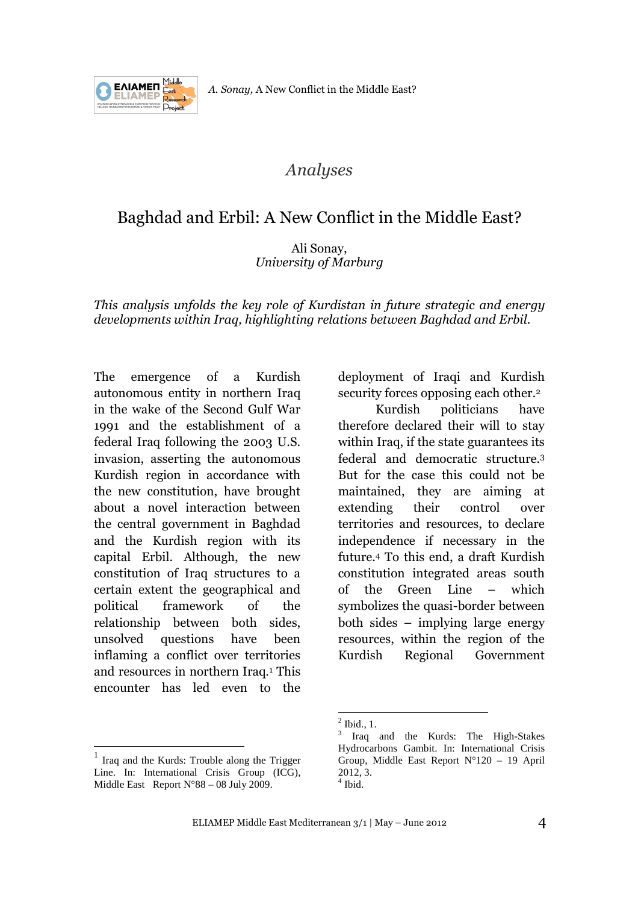*Analyses*

# Baghdad and Erbil: A New Conflict in the Middle East?

Ali Sonay,
*University of Marburg*

*This analysis unfolds the key role of Kurdistan in future strategic and energy developments within Iraq, highlighting relations between Baghdad and Erbil.*

The emergence of a Kurdish autonomous entity in northern Iraq in the wake of the Second Gulf War 1991 and the establishment of a federal Iraq following the 2003 U.S. invasion, asserting the autonomous Kurdish region in accordance with the new constitution, have brought about a novel interaction between the central government in Baghdad and the Kurdish region with its capital Erbil. Although, the new constitution of Iraq structures to a certain extent the geographical and political framework of the relationship between both sides, unsolved questions have been inflaming a conflict over territories and resources in northern Iraq.[1] This encounter has led even to the deployment of Iraqi and Kurdish security forces opposing each other.[2]

Kurdish politicians have therefore declared their will to stay within Iraq, if the state guarantees its federal and democratic structure.[3] But for the case this could not be maintained, they are aiming at extending their control over territories and resources, to declare independence if necessary in the future.[4] To this end, a draft Kurdish constitution integrated areas south of the Green Line – which symbolizes the quasi-border between both sides – implying large energy resources, within the region of the Kurdish Regional Government

---

[1] Iraq and the Kurds: Trouble along the Trigger Line. In: International Crisis Group (ICG), Middle East Report N°88 – 08 July 2009.

[2] Ibid., 1.

[3] Iraq and the Kurds: The High-Stakes Hydrocarbons Gambit. In: International Crisis Group, Middle East Report N°120 – 19 April 2012, 3.

[4] Ibid.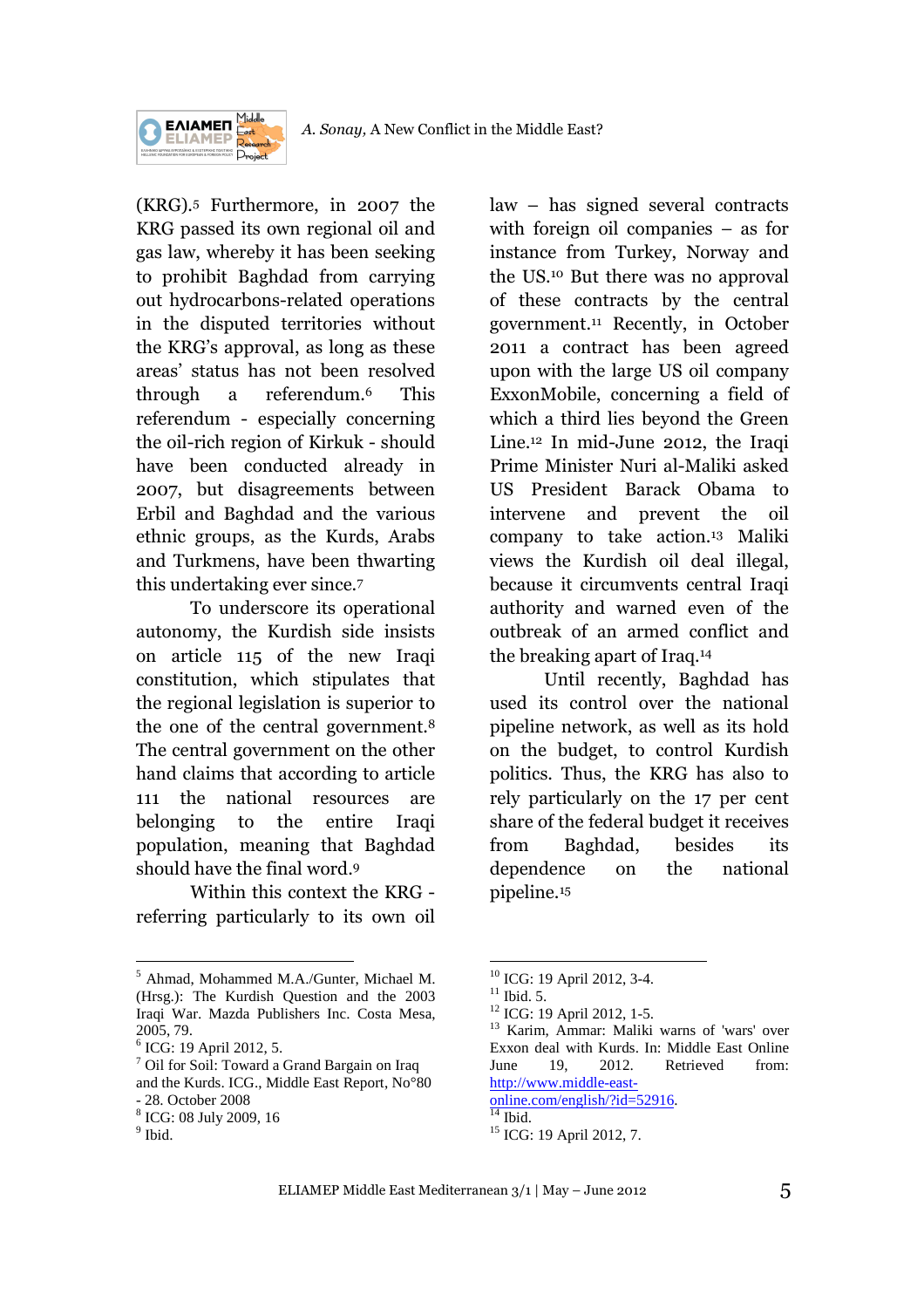(KRG).[5] Furthermore, in 2007 the KRG passed its own regional oil and gas law, whereby it has been seeking to prohibit Baghdad from carrying out hydrocarbons-related operations in the disputed territories without the KRG's approval, as long as these areas' status has not been resolved through a referendum.[6] This referendum - especially concerning the oil-rich region of Kirkuk - should have been conducted already in 2007, but disagreements between Erbil and Baghdad and the various ethnic groups, as the Kurds, Arabs and Turkmens, have been thwarting this undertaking ever since.[7]

To underscore its operational autonomy, the Kurdish side insists on article 115 of the new Iraqi constitution, which stipulates that the regional legislation is superior to the one of the central government.[8] The central government on the other hand claims that according to article 111 the national resources are belonging to the entire Iraqi population, meaning that Baghdad should have the final word.[9]

Within this context the KRG - referring particularly to its own oil law – has signed several contracts with foreign oil companies – as for instance from Turkey, Norway and the US.[10] But there was no approval of these contracts by the central government.[11] Recently, in October 2011 a contract has been agreed upon with the large US oil company ExxonMobile, concerning a field of which a third lies beyond the Green Line.[12] In mid-June 2012, the Iraqi Prime Minister Nuri al-Maliki asked US President Barack Obama to intervene and prevent the oil company to take action.[13] Maliki views the Kurdish oil deal illegal, because it circumvents central Iraqi authority and warned even of the outbreak of an armed conflict and the breaking apart of Iraq.[14]

Until recently, Baghdad has used its control over the national pipeline network, as well as its hold on the budget, to control Kurdish politics. Thus, the KRG has also to rely particularly on the 17 per cent share of the federal budget it receives from Baghdad, besides its dependence on the national pipeline.[15]

---

[5] Ahmad, Mohammed M.A./Gunter, Michael M. (Hrsg.): The Kurdish Question and the 2003 Iraqi War. Mazda Publishers Inc. Costa Mesa, 2005, 79.

[6] ICG: 19 April 2012, 5.

[7] Oil for Soil: Toward a Grand Bargain on Iraq and the Kurds. ICG., Middle East Report, No°80 - 28. October 2008

[8] ICG: 08 July 2009, 16

[9] Ibid.

[10] ICG: 19 April 2012, 3-4.

[11] Ibid. 5.

[12] ICG: 19 April 2012, 1-5.

[13] Karim, Ammar: Maliki warns of 'wars' over Exxon deal with Kurds. In: Middle East Online June 19, 2012. Retrieved from: http://www.middle-east-online.com/english/?id=52916.

[14] Ibid.

[15] ICG: 19 April 2012, 7.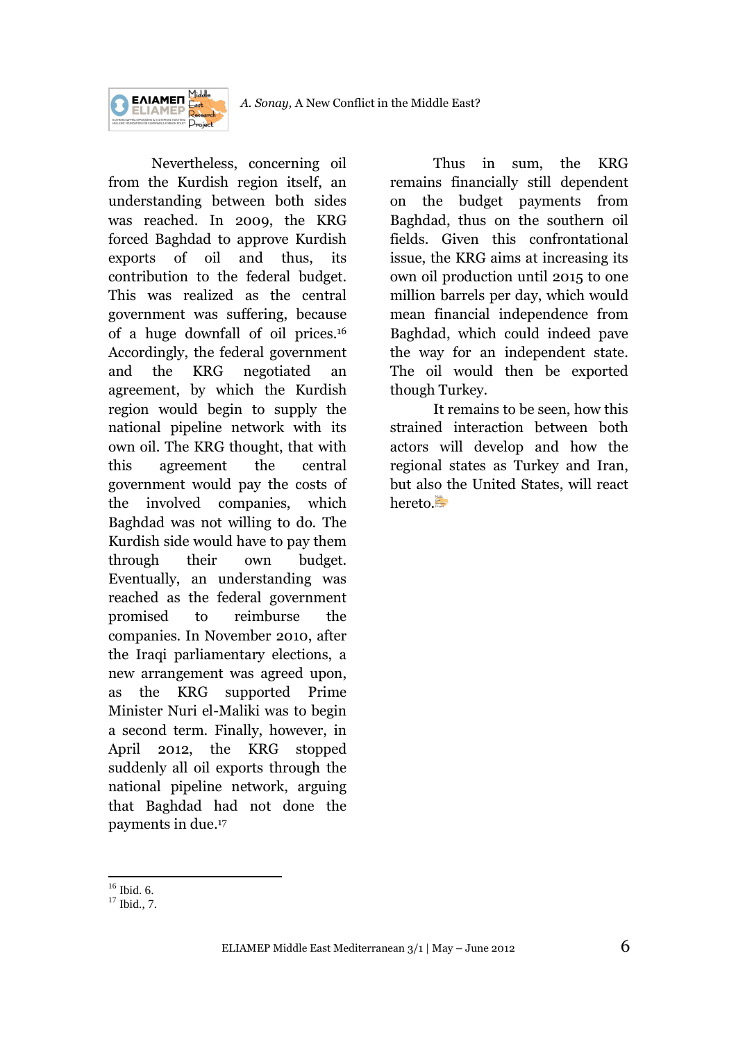Nevertheless, concerning oil from the Kurdish region itself, an understanding between both sides was reached. In 2009, the KRG forced Baghdad to approve Kurdish exports of oil and thus, its contribution to the federal budget. This was realized as the central government was suffering, because of a huge downfall of oil prices.[16] Accordingly, the federal government and the KRG negotiated an agreement, by which the Kurdish region would begin to supply the national pipeline network with its own oil. The KRG thought, that with this agreement the central government would pay the costs of the involved companies, which Baghdad was not willing to do. The Kurdish side would have to pay them through their own budget. Eventually, an understanding was reached as the federal government promised to reimburse the companies. In November 2010, after the Iraqi parliamentary elections, a new arrangement was agreed upon, as the KRG supported Prime Minister Nuri el-Maliki was to begin a second term. Finally, however, in April 2012, the KRG stopped suddenly all oil exports through the national pipeline network, arguing that Baghdad had not done the payments in due.[17]

Thus in sum, the KRG remains financially still dependent on the budget payments from Baghdad, thus on the southern oil fields. Given this confrontational issue, the KRG aims at increasing its own oil production until 2015 to one million barrels per day, which would mean financial independence from Baghdad, which could indeed pave the way for an independent state. The oil would then be exported though Turkey.

It remains to be seen, how this strained interaction between both actors will develop and how the regional states as Turkey and Iran, but also the United States, will react hereto.

---

[16] Ibid. 6.
[17] Ibid., 7.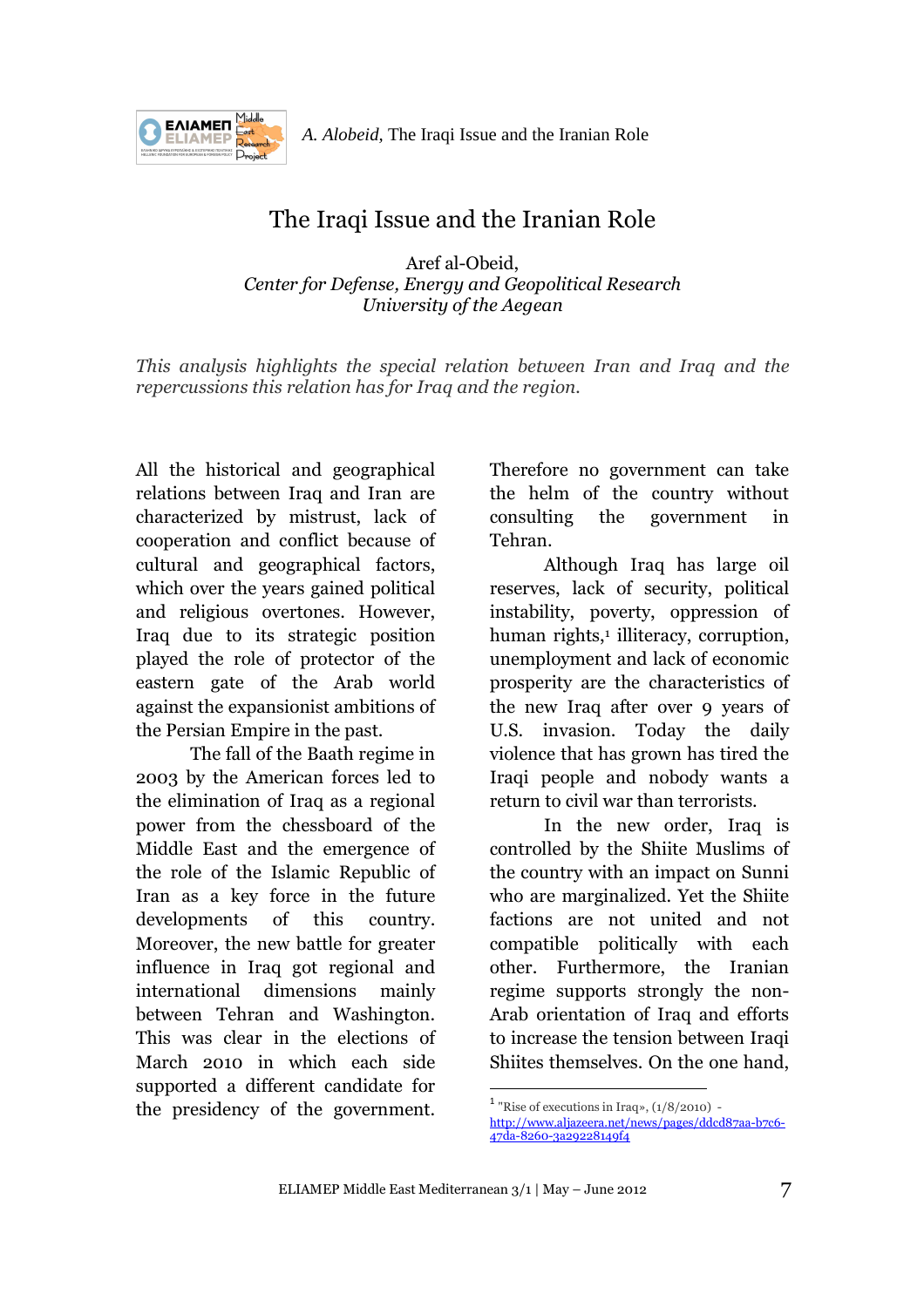# The Iraqi Issue and the Iranian Role

Aref al-Obeid,
*Center for Defense, Energy and Geopolitical Research*
*University of the Aegean*

*This analysis highlights the special relation between Iran and Iraq and the repercussions this relation has for Iraq and the region.*

All the historical and geographical relations between Iraq and Iran are characterized by mistrust, lack of cooperation and conflict because of cultural and geographical factors, which over the years gained political and religious overtones. However, Iraq due to its strategic position played the role of protector of the eastern gate of the Arab world against the expansionist ambitions of the Persian Empire in the past.

The fall of the Baath regime in 2003 by the American forces led to the elimination of Iraq as a regional power from the chessboard of the Middle East and the emergence of the role of the Islamic Republic of Iran as a key force in the future developments of this country. Moreover, the new battle for greater influence in Iraq got regional and international dimensions mainly between Tehran and Washington. This was clear in the elections of March 2010 in which each side supported a different candidate for the presidency of the government. Therefore no government can take the helm of the country without consulting the government in Tehran.

Although Iraq has large oil reserves, lack of security, political instability, poverty, oppression of human rights,[1] illiteracy, corruption, unemployment and lack of economic prosperity are the characteristics of the new Iraq after over 9 years of U.S. invasion. Today the daily violence that has grown has tired the Iraqi people and nobody wants a return to civil war than terrorists.

In the new order, Iraq is controlled by the Shiite Muslims of the country with an impact on Sunni who are marginalized. Yet the Shiite factions are not united and not compatible politically with each other. Furthermore, the Iranian regime supports strongly the non-Arab orientation of Iraq and efforts to increase the tension between Iraqi Shiites themselves. On the one hand,

---

[1] "Rise of executions in Iraq», (1/8/2010) - http://www.aljazeera.net/news/pages/ddcd87aa-b7c6-47da-8260-3a29228149f4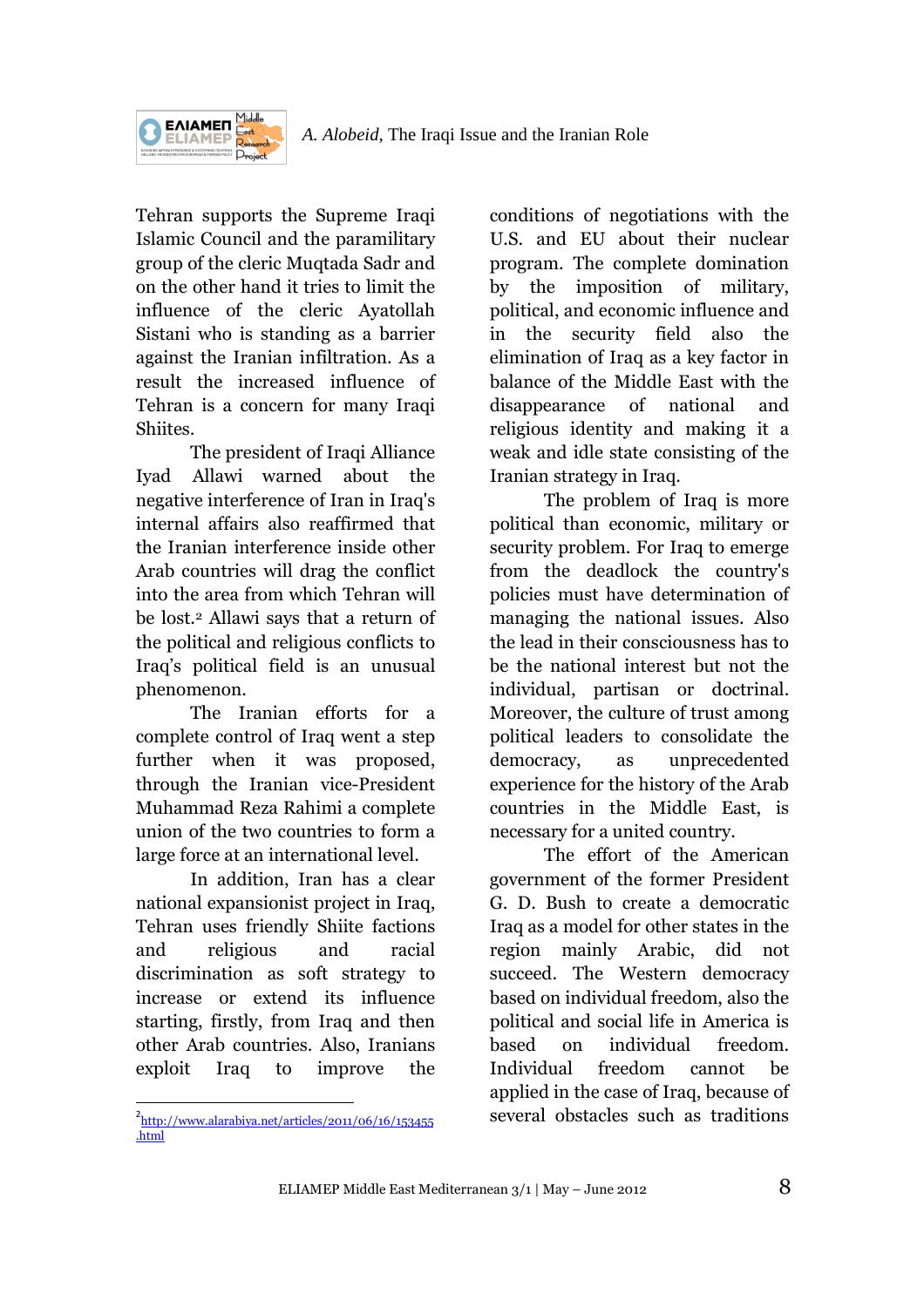Tehran supports the Supreme Iraqi Islamic Council and the paramilitary group of the cleric Muqtada Sadr and on the other hand it tries to limit the influence of the cleric Ayatollah Sistani who is standing as a barrier against the Iranian infiltration. As a result the increased influence of Tehran is a concern for many Iraqi Shiites.

The president of Iraqi Alliance Iyad Allawi warned about the negative interference of Iran in Iraq's internal affairs also reaffirmed that the Iranian interference inside other Arab countries will drag the conflict into the area from which Tehran will be lost.[2] Allawi says that a return of the political and religious conflicts to Iraq's political field is an unusual phenomenon.

The Iranian efforts for a complete control of Iraq went a step further when it was proposed, through the Iranian vice-President Muhammad Reza Rahimi a complete union of the two countries to form a large force at an international level.

In addition, Iran has a clear national expansionist project in Iraq, Tehran uses friendly Shiite factions and religious and racial discrimination as soft strategy to increase or extend its influence starting, firstly, from Iraq and then other Arab countries. Also, Iranians exploit Iraq to improve the conditions of negotiations with the U.S. and EU about their nuclear program. The complete domination by the imposition of military, political, and economic influence and in the security field also the elimination of Iraq as a key factor in balance of the Middle East with the disappearance of national and religious identity and making it a weak and idle state consisting of the Iranian strategy in Iraq.

The problem of Iraq is more political than economic, military or security problem. For Iraq to emerge from the deadlock the country's policies must have determination of managing the national issues. Also the lead in their consciousness has to be the national interest but not the individual, partisan or doctrinal. Moreover, the culture of trust among political leaders to consolidate the democracy, as unprecedented experience for the history of the Arab countries in the Middle East, is necessary for a united country.

The effort of the American government of the former President G. D. Bush to create a democratic Iraq as a model for other states in the region mainly Arabic, did not succeed. The Western democracy based on individual freedom, also the political and social life in America is based on individual freedom. Individual freedom cannot be applied in the case of Iraq, because of several obstacles such as traditions

---

[2] http://www.alarabiya.net/articles/2011/06/16/153455.html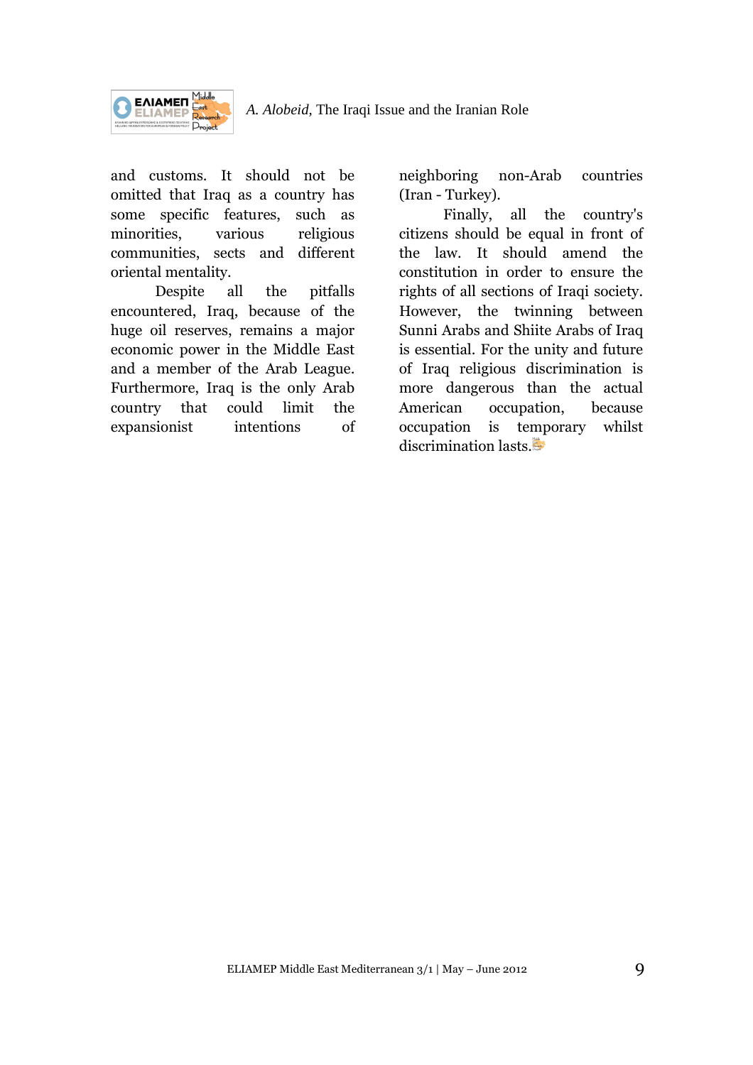and customs. It should not be omitted that Iraq as a country has some specific features, such as minorities, various religious communities, sects and different oriental mentality.

Despite all the pitfalls encountered, Iraq, because of the huge oil reserves, remains a major economic power in the Middle East and a member of the Arab League. Furthermore, Iraq is the only Arab country that could limit the expansionist intentions of neighboring non-Arab countries (Iran - Turkey).

Finally, all the country's citizens should be equal in front of the law. It should amend the constitution in order to ensure the rights of all sections of Iraqi society. However, the twinning between Sunni Arabs and Shiite Arabs of Iraq is essential. For the unity and future of Iraq religious discrimination is more dangerous than the actual American occupation, because occupation is temporary whilst discrimination lasts.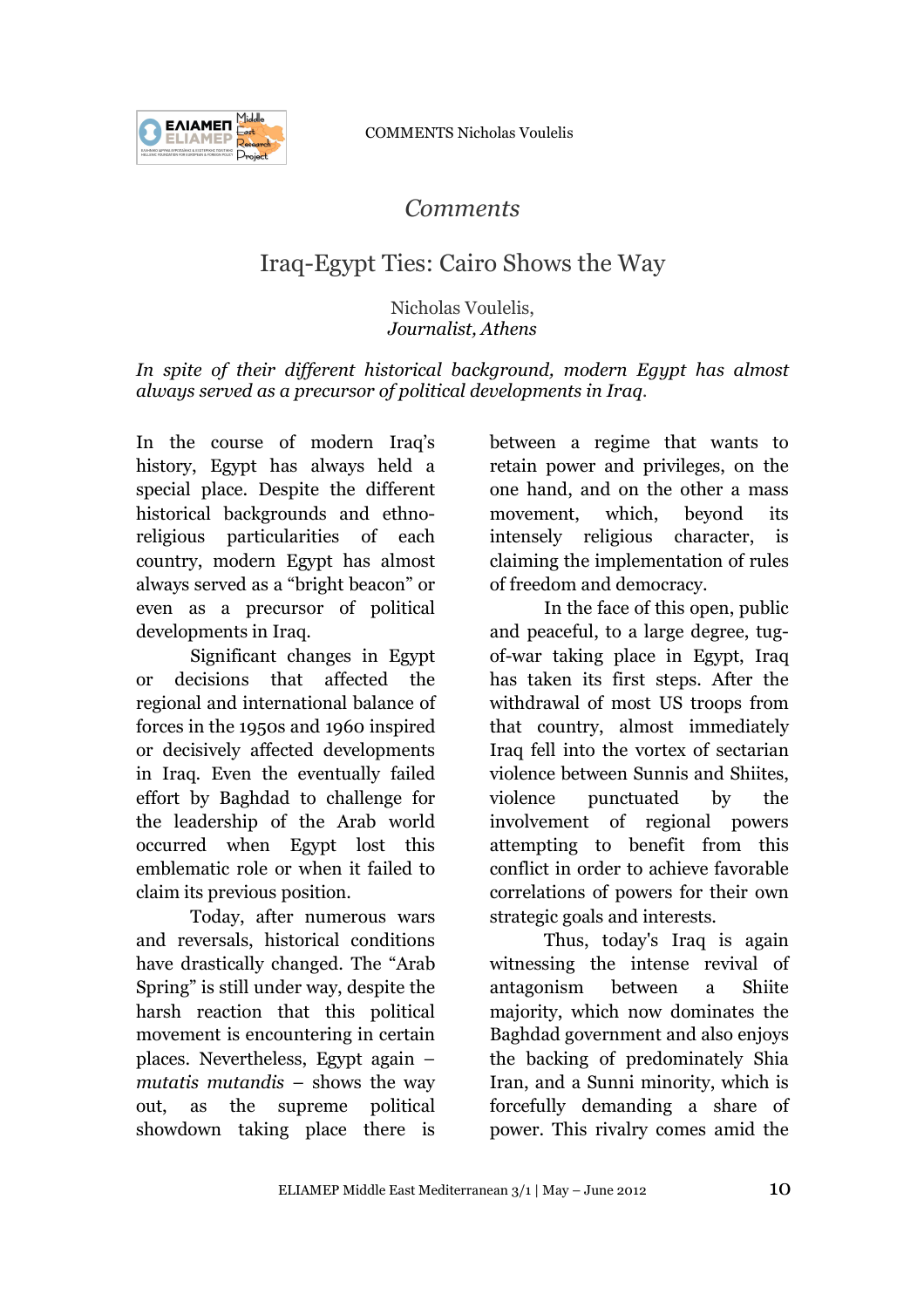# Comments

## Iraq-Egypt Ties: Cairo Shows the Way

Nicholas Voulelis,
*Journalist, Athens*

*In spite of their different historical background, modern Egypt has almost always served as a precursor of political developments in Iraq.*

In the course of modern Iraq's history, Egypt has always held a special place. Despite the different historical backgrounds and ethno-religious particularities of each country, modern Egypt has almost always served as a "bright beacon" or even as a precursor of political developments in Iraq.

Significant changes in Egypt or decisions that affected the regional and international balance of forces in the 1950s and 1960 inspired or decisively affected developments in Iraq. Even the eventually failed effort by Baghdad to challenge for the leadership of the Arab world occurred when Egypt lost this emblematic role or when it failed to claim its previous position.

Today, after numerous wars and reversals, historical conditions have drastically changed. The "Arab Spring" is still under way, despite the harsh reaction that this political movement is encountering in certain places. Nevertheless, Egypt again – *mutatis mutandis* – shows the way out, as the supreme political showdown taking place there is between a regime that wants to retain power and privileges, on the one hand, and on the other a mass movement, which, beyond its intensely religious character, is claiming the implementation of rules of freedom and democracy.

In the face of this open, public and peaceful, to a large degree, tug-of-war taking place in Egypt, Iraq has taken its first steps. After the withdrawal of most US troops from that country, almost immediately Iraq fell into the vortex of sectarian violence between Sunnis and Shiites, violence punctuated by the involvement of regional powers attempting to benefit from this conflict in order to achieve favorable correlations of powers for their own strategic goals and interests.

Thus, today's Iraq is again witnessing the intense revival of antagonism between a Shiite majority, which now dominates the Baghdad government and also enjoys the backing of predominately Shia Iran, and a Sunni minority, which is forcefully demanding a share of power. This rivalry comes amid the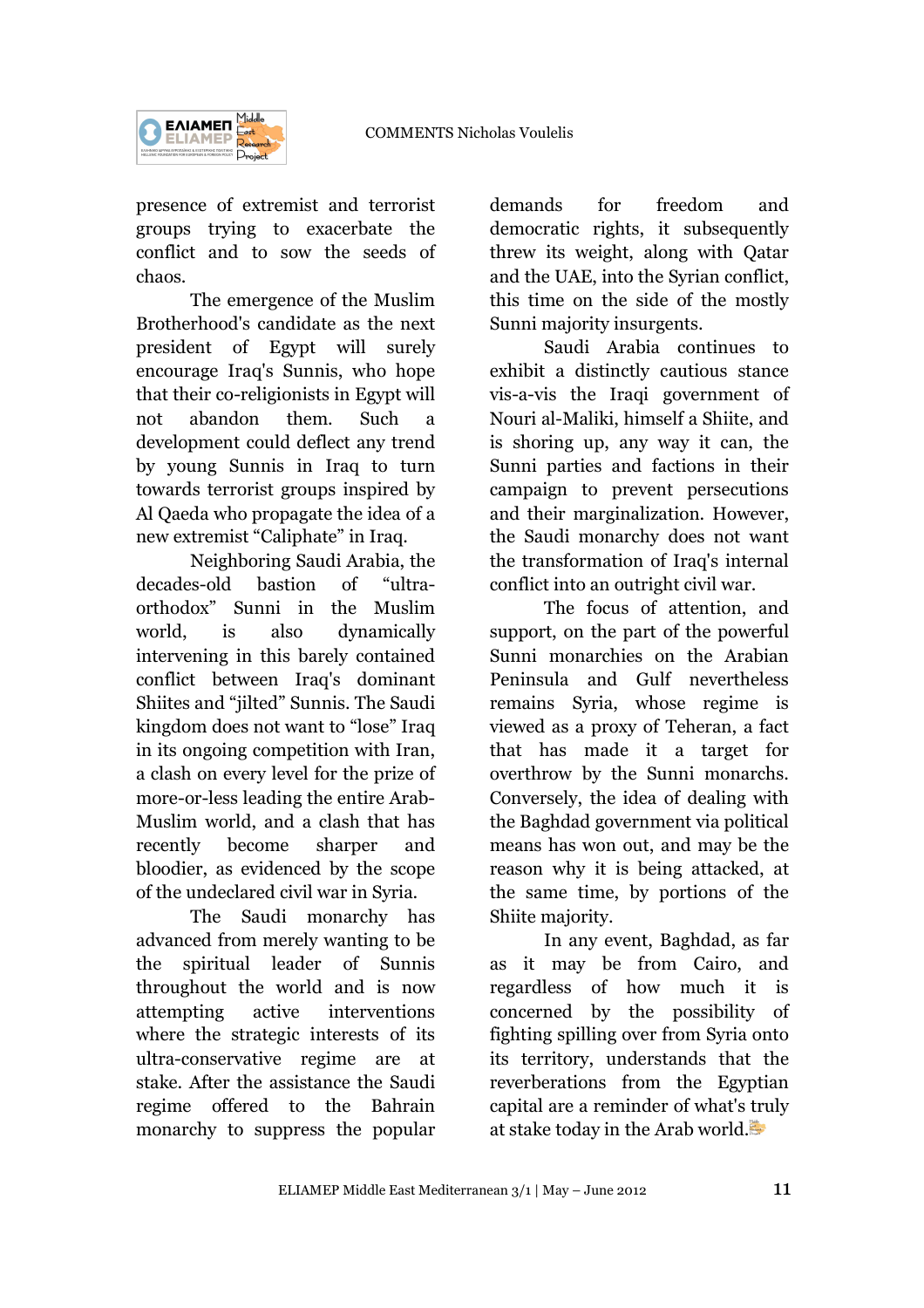presence of extremist and terrorist groups trying to exacerbate the conflict and to sow the seeds of chaos.

The emergence of the Muslim Brotherhood's candidate as the next president of Egypt will surely encourage Iraq's Sunnis, who hope that their co-religionists in Egypt will not abandon them. Such a development could deflect any trend by young Sunnis in Iraq to turn towards terrorist groups inspired by Al Qaeda who propagate the idea of a new extremist "Caliphate" in Iraq.

Neighboring Saudi Arabia, the decades-old bastion of "ultra-orthodox" Sunni in the Muslim world, is also dynamically intervening in this barely contained conflict between Iraq's dominant Shiites and "jilted" Sunnis. The Saudi kingdom does not want to "lose" Iraq in its ongoing competition with Iran, a clash on every level for the prize of more-or-less leading the entire Arab-Muslim world, and a clash that has recently become sharper and bloodier, as evidenced by the scope of the undeclared civil war in Syria.

The Saudi monarchy has advanced from merely wanting to be the spiritual leader of Sunnis throughout the world and is now attempting active interventions where the strategic interests of its ultra-conservative regime are at stake. After the assistance the Saudi regime offered to the Bahrain monarchy to suppress the popular demands for freedom and democratic rights, it subsequently threw its weight, along with Qatar and the UAE, into the Syrian conflict, this time on the side of the mostly Sunni majority insurgents.

Saudi Arabia continues to exhibit a distinctly cautious stance vis-a-vis the Iraqi government of Nouri al-Maliki, himself a Shiite, and is shoring up, any way it can, the Sunni parties and factions in their campaign to prevent persecutions and their marginalization. However, the Saudi monarchy does not want the transformation of Iraq's internal conflict into an outright civil war.

The focus of attention, and support, on the part of the powerful Sunni monarchies on the Arabian Peninsula and Gulf nevertheless remains Syria, whose regime is viewed as a proxy of Teheran, a fact that has made it a target for overthrow by the Sunni monarchs. Conversely, the idea of dealing with the Baghdad government via political means has won out, and may be the reason why it is being attacked, at the same time, by portions of the Shiite majority.

In any event, Baghdad, as far as it may be from Cairo, and regardless of how much it is concerned by the possibility of fighting spilling over from Syria onto its territory, understands that the reverberations from the Egyptian capital are a reminder of what's truly at stake today in the Arab world.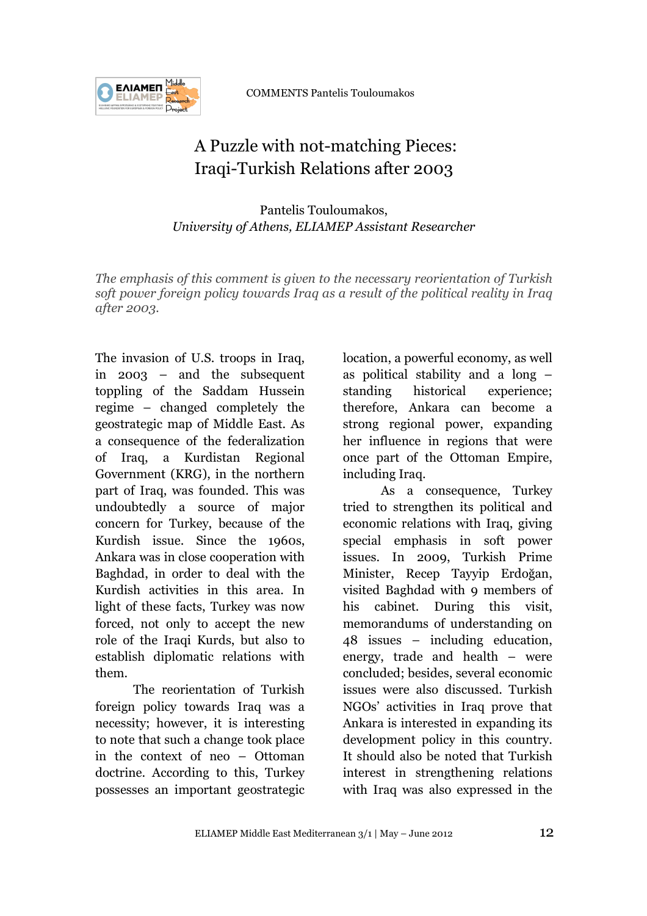# A Puzzle with not-matching Pieces: Iraqi-Turkish Relations after 2003

Pantelis Touloumakos,
*University of Athens, ELIAMEP Assistant Researcher*

*The emphasis of this comment is given to the necessary reorientation of Turkish soft power foreign policy towards Iraq as a result of the political reality in Iraq after 2003.*

The invasion of U.S. troops in Iraq, in 2003 – and the subsequent toppling of the Saddam Hussein regime – changed completely the geostrategic map of Middle East. As a consequence of the federalization of Iraq, a Kurdistan Regional Government (KRG), in the northern part of Iraq, was founded. This was undoubtedly a source of major concern for Turkey, because of the Kurdish issue. Since the 1960s, Ankara was in close cooperation with Baghdad, in order to deal with the Kurdish activities in this area. In light of these facts, Turkey was now forced, not only to accept the new role of the Iraqi Kurds, but also to establish diplomatic relations with them.

The reorientation of Turkish foreign policy towards Iraq was a necessity; however, it is interesting to note that such a change took place in the context of neo – Ottoman doctrine. According to this, Turkey possesses an important geostrategic location, a powerful economy, as well as political stability and a long – standing historical experience; therefore, Ankara can become a strong regional power, expanding her influence in regions that were once part of the Ottoman Empire, including Iraq.

As a consequence, Turkey tried to strengthen its political and economic relations with Iraq, giving special emphasis in soft power issues. In 2009, Turkish Prime Minister, Recep Tayyip Erdoğan, visited Baghdad with 9 members of his cabinet. During this visit, memorandums of understanding on 48 issues – including education, energy, trade and health – were concluded; besides, several economic issues were also discussed. Turkish NGOs' activities in Iraq prove that Ankara is interested in expanding its development policy in this country. It should also be noted that Turkish interest in strengthening relations with Iraq was also expressed in the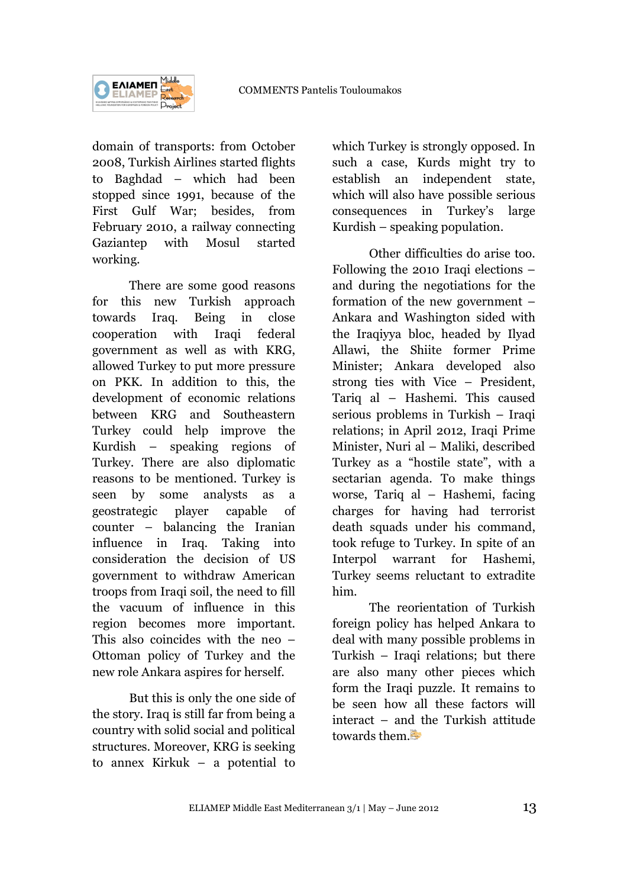domain of transports: from October 2008, Turkish Airlines started flights to Baghdad – which had been stopped since 1991, because of the First Gulf War; besides, from February 2010, a railway connecting Gaziantep with Mosul started working.

There are some good reasons for this new Turkish approach towards Iraq. Being in close cooperation with Iraqi federal government as well as with KRG, allowed Turkey to put more pressure on PKK. In addition to this, the development of economic relations between KRG and Southeastern Turkey could help improve the Kurdish – speaking regions of Turkey. There are also diplomatic reasons to be mentioned. Turkey is seen by some analysts as a geostrategic player capable of counter – balancing the Iranian influence in Iraq. Taking into consideration the decision of US government to withdraw American troops from Iraqi soil, the need to fill the vacuum of influence in this region becomes more important. This also coincides with the neo – Ottoman policy of Turkey and the new role Ankara aspires for herself.

But this is only the one side of the story. Iraq is still far from being a country with solid social and political structures. Moreover, KRG is seeking to annex Kirkuk – a potential to which Turkey is strongly opposed. In such a case, Kurds might try to establish an independent state, which will also have possible serious consequences in Turkey's large Kurdish – speaking population.

Other difficulties do arise too. Following the 2010 Iraqi elections – and during the negotiations for the formation of the new government – Ankara and Washington sided with the Iraqiyya bloc, headed by Ilyad Allawi, the Shiite former Prime Minister; Ankara developed also strong ties with Vice – President, Tariq al – Hashemi. This caused serious problems in Turkish – Iraqi relations; in April 2012, Iraqi Prime Minister, Nuri al – Maliki, described Turkey as a "hostile state", with a sectarian agenda. To make things worse, Tariq al – Hashemi, facing charges for having had terrorist death squads under his command, took refuge to Turkey. In spite of an Interpol warrant for Hashemi, Turkey seems reluctant to extradite him.

The reorientation of Turkish foreign policy has helped Ankara to deal with many possible problems in Turkish – Iraqi relations; but there are also many other pieces which form the Iraqi puzzle. It remains to be seen how all these factors will interact – and the Turkish attitude towards them.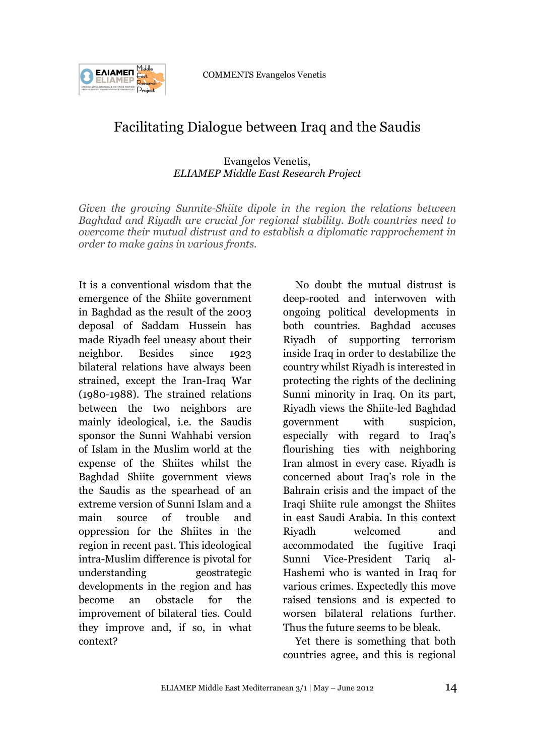# Facilitating Dialogue between Iraq and the Saudis

Evangelos Venetis,
*ELIAMEP Middle East Research Project*

*Given the growing Sunnite-Shiite dipole in the region the relations between Baghdad and Riyadh are crucial for regional stability. Both countries need to overcome their mutual distrust and to establish a diplomatic rapprochement in order to make gains in various fronts.*

It is a conventional wisdom that the emergence of the Shiite government in Baghdad as the result of the 2003 deposal of Saddam Hussein has made Riyadh feel uneasy about their neighbor. Besides since 1923 bilateral relations have always been strained, except the Iran-Iraq War (1980-1988). The strained relations between the two neighbors are mainly ideological, i.e. the Saudis sponsor the Sunni Wahhabi version of Islam in the Muslim world at the expense of the Shiites whilst the Baghdad Shiite government views the Saudis as the spearhead of an extreme version of Sunni Islam and a main source of trouble and oppression for the Shiites in the region in recent past. This ideological intra-Muslim difference is pivotal for understanding geostrategic developments in the region and has become an obstacle for the improvement of bilateral ties. Could they improve and, if so, in what context?

No doubt the mutual distrust is deep-rooted and interwoven with ongoing political developments in both countries. Baghdad accuses Riyadh of supporting terrorism inside Iraq in order to destabilize the country whilst Riyadh is interested in protecting the rights of the declining Sunni minority in Iraq. On its part, Riyadh views the Shiite-led Baghdad government with suspicion, especially with regard to Iraq's flourishing ties with neighboring Iran almost in every case. Riyadh is concerned about Iraq's role in the Bahrain crisis and the impact of the Iraqi Shiite rule amongst the Shiites in east Saudi Arabia. In this context Riyadh welcomed and accommodated the fugitive Iraqi Sunni Vice-President Tariq al-Hashemi who is wanted in Iraq for various crimes. Expectedly this move raised tensions and is expected to worsen bilateral relations further. Thus the future seems to be bleak.

Yet there is something that both countries agree, and this is regional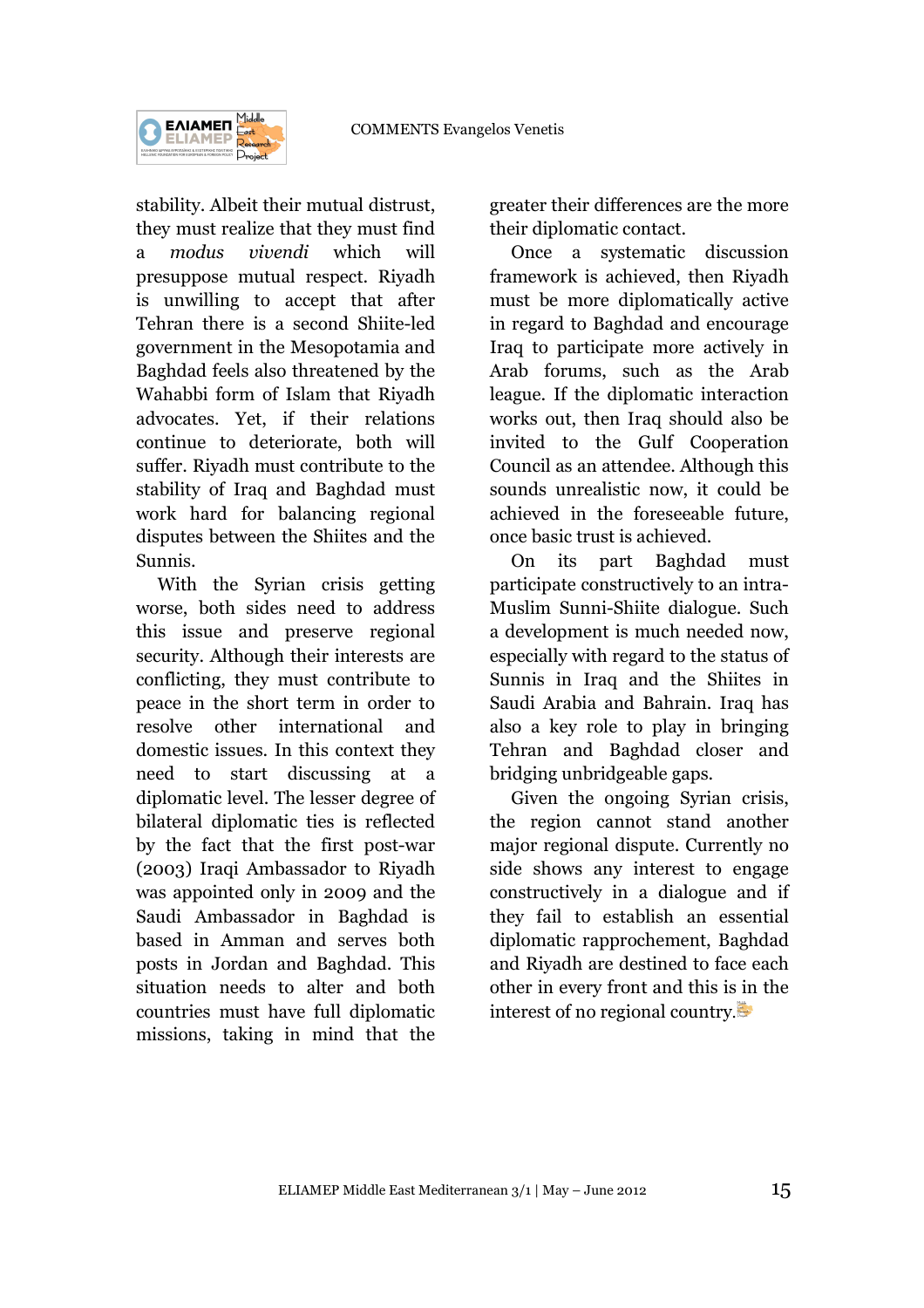stability. Albeit their mutual distrust, they must realize that they must find a *modus vivendi* which will presuppose mutual respect. Riyadh is unwilling to accept that after Tehran there is a second Shiite-led government in the Mesopotamia and Baghdad feels also threatened by the Wahabbi form of Islam that Riyadh advocates. Yet, if their relations continue to deteriorate, both will suffer. Riyadh must contribute to the stability of Iraq and Baghdad must work hard for balancing regional disputes between the Shiites and the Sunnis.

With the Syrian crisis getting worse, both sides need to address this issue and preserve regional security. Although their interests are conflicting, they must contribute to peace in the short term in order to resolve other international and domestic issues. In this context they need to start discussing at a diplomatic level. The lesser degree of bilateral diplomatic ties is reflected by the fact that the first post-war (2003) Iraqi Ambassador to Riyadh was appointed only in 2009 and the Saudi Ambassador in Baghdad is based in Amman and serves both posts in Jordan and Baghdad. This situation needs to alter and both countries must have full diplomatic missions, taking in mind that the greater their differences are the more their diplomatic contact.

Once a systematic discussion framework is achieved, then Riyadh must be more diplomatically active in regard to Baghdad and encourage Iraq to participate more actively in Arab forums, such as the Arab league. If the diplomatic interaction works out, then Iraq should also be invited to the Gulf Cooperation Council as an attendee. Although this sounds unrealistic now, it could be achieved in the foreseeable future, once basic trust is achieved.

On its part Baghdad must participate constructively to an intra-Muslim Sunni-Shiite dialogue. Such a development is much needed now, especially with regard to the status of Sunnis in Iraq and the Shiites in Saudi Arabia and Bahrain. Iraq has also a key role to play in bringing Tehran and Baghdad closer and bridging unbridgeable gaps.

Given the ongoing Syrian crisis, the region cannot stand another major regional dispute. Currently no side shows any interest to engage constructively in a dialogue and if they fail to establish an essential diplomatic rapprochement, Baghdad and Riyadh are destined to face each other in every front and this is in the interest of no regional country.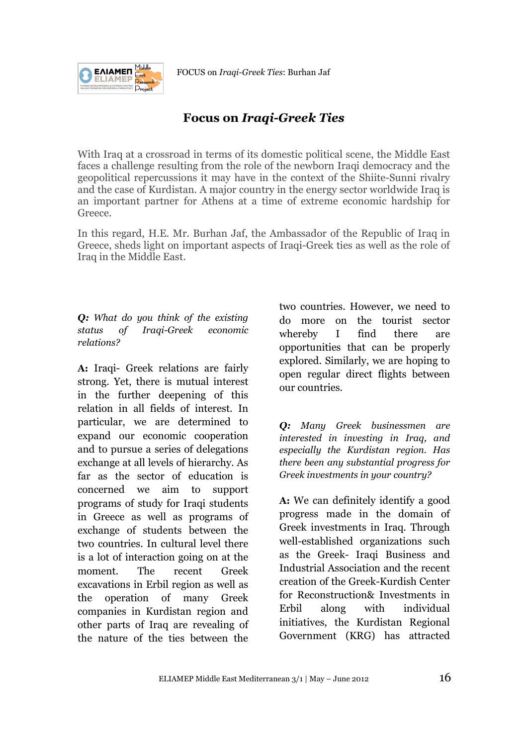# Focus on *Iraqi-Greek Ties*

With Iraq at a crossroad in terms of its domestic political scene, the Middle East faces a challenge resulting from the role of the newborn Iraqi democracy and the geopolitical repercussions it may have in the context of the Shiite-Sunni rivalry and the case of Kurdistan. A major country in the energy sector worldwide Iraq is an important partner for Athens at a time of extreme economic hardship for Greece.

In this regard, H.E. Mr. Burhan Jaf, the Ambassador of the Republic of Iraq in Greece, sheds light on important aspects of Iraqi-Greek ties as well as the role of Iraq in the Middle East.

***Q:*** *What do you think of the existing status of Iraqi-Greek economic relations?*

**A:** Iraqi- Greek relations are fairly strong. Yet, there is mutual interest in the further deepening of this relation in all fields of interest. In particular, we are determined to expand our economic cooperation and to pursue a series of delegations exchange at all levels of hierarchy. As far as the sector of education is concerned we aim to support programs of study for Iraqi students in Greece as well as programs of exchange of students between the two countries. In cultural level there is a lot of interaction going on at the moment. The recent Greek excavations in Erbil region as well as the operation of many Greek companies in Kurdistan region and other parts of Iraq are revealing of the nature of the ties between the two countries. However, we need to do more on the tourist sector whereby I find there are opportunities that can be properly explored. Similarly, we are hoping to open regular direct flights between our countries.

***Q:*** *Many Greek businessmen are interested in investing in Iraq, and especially the Kurdistan region. Has there been any substantial progress for Greek investments in your country?*

**A:** We can definitely identify a good progress made in the domain of Greek investments in Iraq. Through well-established organizations such as the Greek- Iraqi Business and Industrial Association and the recent creation of the Greek-Kurdish Center for Reconstruction& Investments in Erbil along with individual initiatives, the Kurdistan Regional Government (KRG) has attracted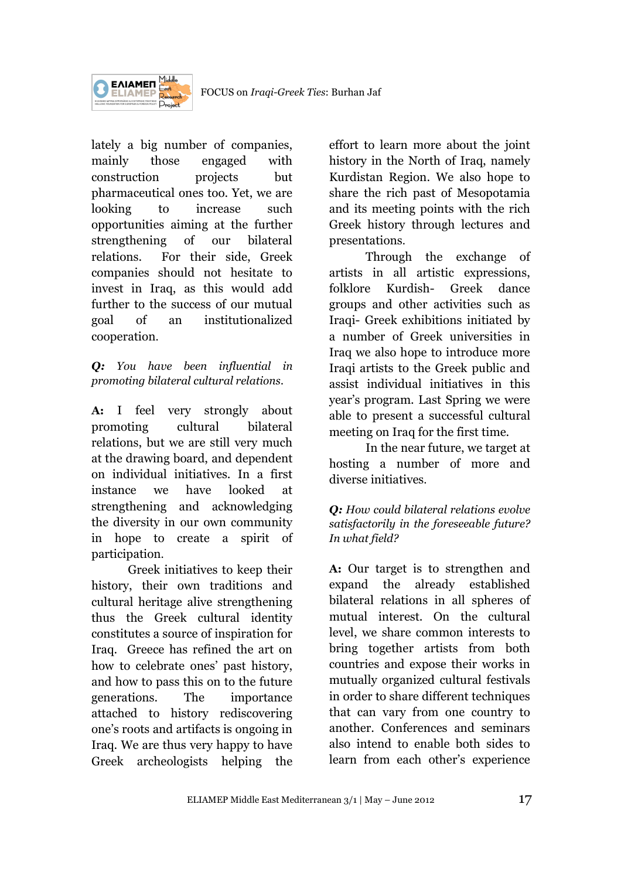lately a big number of companies, mainly those engaged with construction projects but pharmaceutical ones too. Yet, we are looking to increase such opportunities aiming at the further strengthening of our bilateral relations. For their side, Greek companies should not hesitate to invest in Iraq, as this would add further to the success of our mutual goal of an institutionalized cooperation.

**Q:** *You have been influential in promoting bilateral cultural relations.*

**A:** I feel very strongly about promoting cultural bilateral relations, but we are still very much at the drawing board, and dependent on individual initiatives. In a first instance we have looked at strengthening and acknowledging the diversity in our own community in hope to create a spirit of participation.

Greek initiatives to keep their history, their own traditions and cultural heritage alive strengthening thus the Greek cultural identity constitutes a source of inspiration for Iraq. Greece has refined the art on how to celebrate ones' past history, and how to pass this on to the future generations. The importance attached to history rediscovering one's roots and artifacts is ongoing in Iraq. We are thus very happy to have Greek archeologists helping the effort to learn more about the joint history in the North of Iraq, namely Kurdistan Region. We also hope to share the rich past of Mesopotamia and its meeting points with the rich Greek history through lectures and presentations.

Through the exchange of artists in all artistic expressions, folklore Kurdish- Greek dance groups and other activities such as Iraqi- Greek exhibitions initiated by a number of Greek universities in Iraq we also hope to introduce more Iraqi artists to the Greek public and assist individual initiatives in this year's program. Last Spring we were able to present a successful cultural meeting on Iraq for the first time.

In the near future, we target at hosting a number of more and diverse initiatives.

***Q:** How could bilateral relations evolve satisfactorily in the foreseeable future? In what field?*

**A:** Our target is to strengthen and expand the already established bilateral relations in all spheres of mutual interest. On the cultural level, we share common interests to bring together artists from both countries and expose their works in mutually organized cultural festivals in order to share different techniques that can vary from one country to another. Conferences and seminars also intend to enable both sides to learn from each other's experience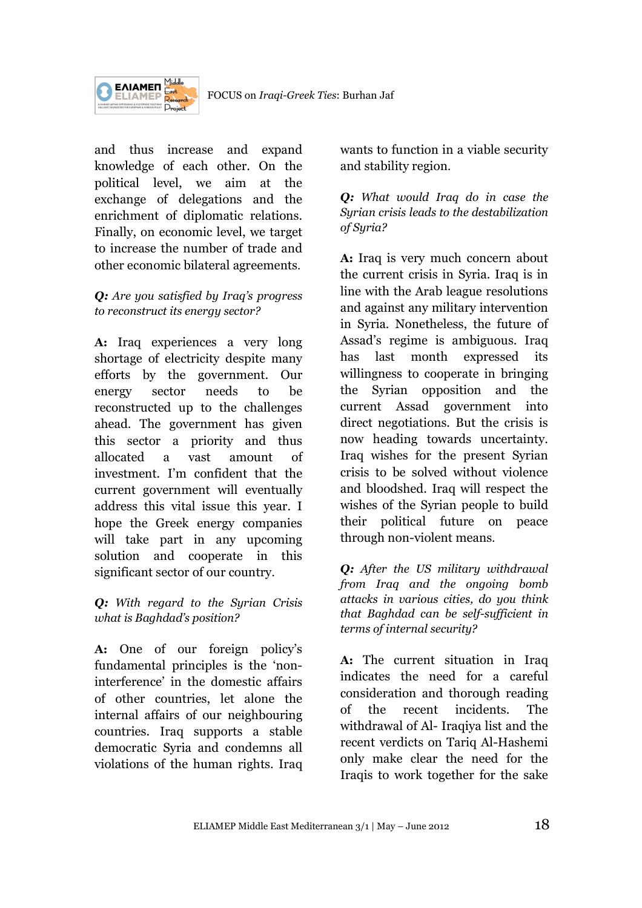and thus increase and expand knowledge of each other. On the political level, we aim at the exchange of delegations and the enrichment of diplomatic relations. Finally, on economic level, we target to increase the number of trade and other economic bilateral agreements.

***Q:*** *Are you satisfied by Iraq's progress to reconstruct its energy sector?*

**A:** Iraq experiences a very long shortage of electricity despite many efforts by the government. Our energy sector needs to be reconstructed up to the challenges ahead. The government has given this sector a priority and thus allocated a vast amount of investment. I'm confident that the current government will eventually address this vital issue this year. I hope the Greek energy companies will take part in any upcoming solution and cooperate in this significant sector of our country.

***Q:*** *With regard to the Syrian Crisis what is Baghdad's position?*

**A:** One of our foreign policy's fundamental principles is the 'non-interference' in the domestic affairs of other countries, let alone the internal affairs of our neighbouring countries. Iraq supports a stable democratic Syria and condemns all violations of the human rights. Iraq wants to function in a viable security and stability region.

***Q:*** *What would Iraq do in case the Syrian crisis leads to the destabilization of Syria?*

**A:** Iraq is very much concern about the current crisis in Syria. Iraq is in line with the Arab league resolutions and against any military intervention in Syria. Nonetheless, the future of Assad's regime is ambiguous. Iraq has last month expressed its willingness to cooperate in bringing the Syrian opposition and the current Assad government into direct negotiations. But the crisis is now heading towards uncertainty. Iraq wishes for the present Syrian crisis to be solved without violence and bloodshed. Iraq will respect the wishes of the Syrian people to build their political future on peace through non-violent means.

***Q:*** *After the US military withdrawal from Iraq and the ongoing bomb attacks in various cities, do you think that Baghdad can be self-sufficient in terms of internal security?*

**A:** The current situation in Iraq indicates the need for a careful consideration and thorough reading of the recent incidents. The withdrawal of Al- Iraqiya list and the recent verdicts on Tariq Al-Hashemi only make clear the need for the Iraqis to work together for the sake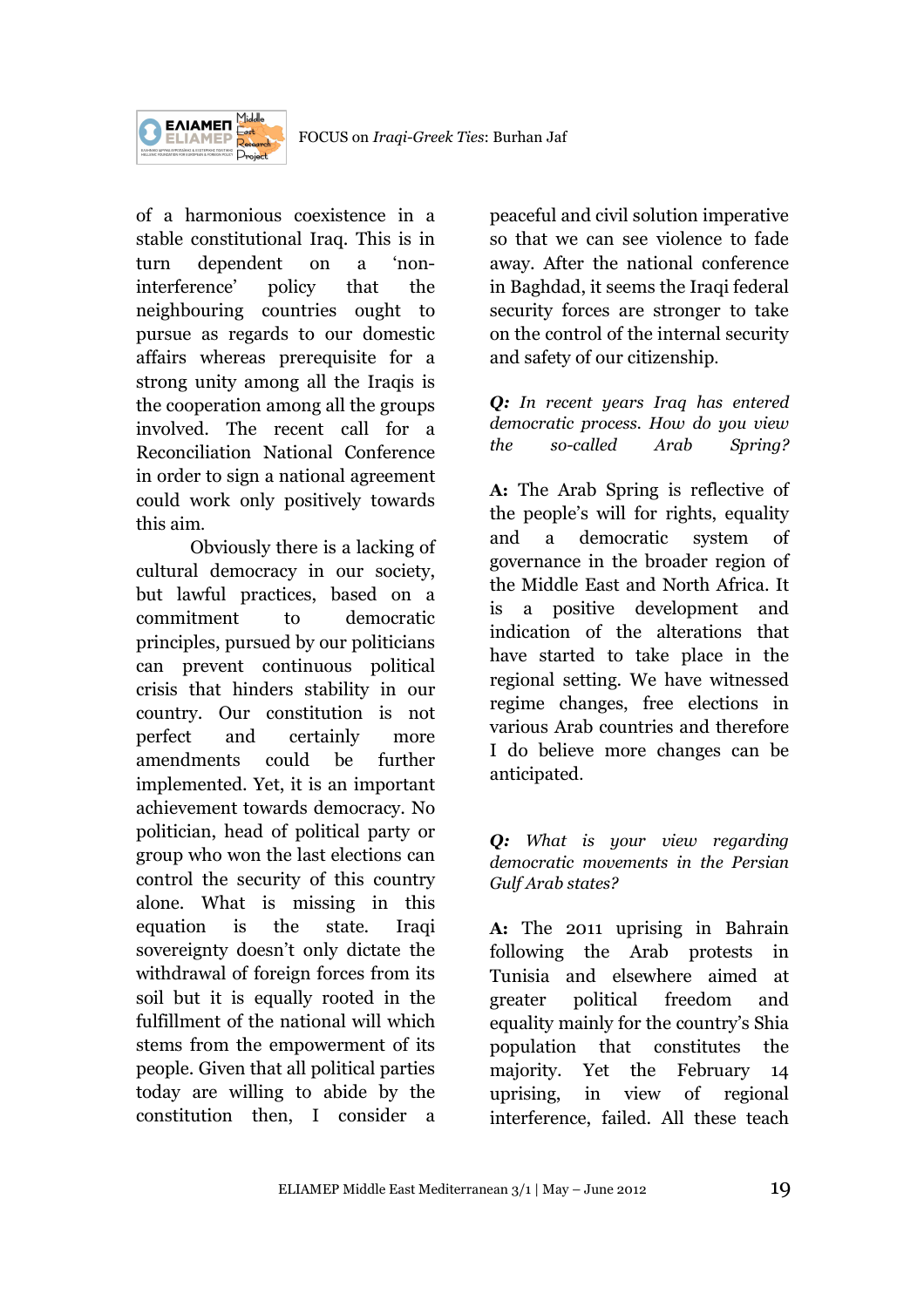of a harmonious coexistence in a stable constitutional Iraq. This is in turn dependent on a 'non-interference' policy that the neighbouring countries ought to pursue as regards to our domestic affairs whereas prerequisite for a strong unity among all the Iraqis is the cooperation among all the groups involved. The recent call for a Reconciliation National Conference in order to sign a national agreement could work only positively towards this aim.

Obviously there is a lacking of cultural democracy in our society, but lawful practices, based on a commitment to democratic principles, pursued by our politicians can prevent continuous political crisis that hinders stability in our country. Our constitution is not perfect and certainly more amendments could be further implemented. Yet, it is an important achievement towards democracy. No politician, head of political party or group who won the last elections can control the security of this country alone. What is missing in this equation is the state. Iraqi sovereignty doesn't only dictate the withdrawal of foreign forces from its soil but it is equally rooted in the fulfillment of the national will which stems from the empowerment of its people. Given that all political parties today are willing to abide by the constitution then, I consider a peaceful and civil solution imperative so that we can see violence to fade away. After the national conference in Baghdad, it seems the Iraqi federal security forces are stronger to take on the control of the internal security and safety of our citizenship.

***Q:*** *In recent years Iraq has entered democratic process. How do you view the so-called Arab Spring?*

**A:** The Arab Spring is reflective of the people's will for rights, equality and a democratic system of governance in the broader region of the Middle East and North Africa. It is a positive development and indication of the alterations that have started to take place in the regional setting. We have witnessed regime changes, free elections in various Arab countries and therefore I do believe more changes can be anticipated.

***Q:*** *What is your view regarding democratic movements in the Persian Gulf Arab states?*

**A:** The 2011 uprising in Bahrain following the Arab protests in Tunisia and elsewhere aimed at greater political freedom and equality mainly for the country's Shia population that constitutes the majority. Yet the February 14 uprising, in view of regional interference, failed. All these teach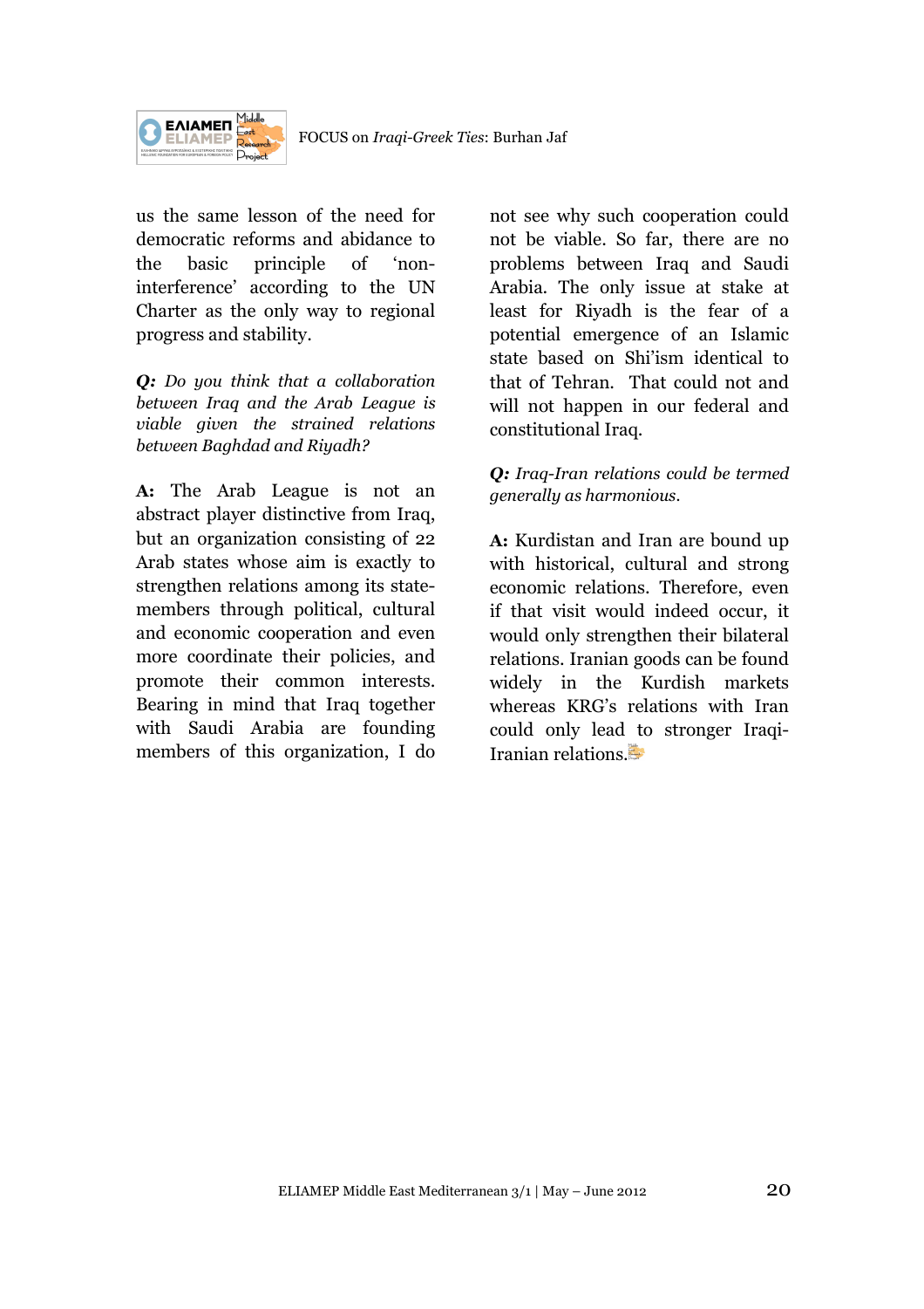us the same lesson of the need for democratic reforms and abidance to the basic principle of 'non-interference' according to the UN Charter as the only way to regional progress and stability.

***Q:** Do you think that a collaboration between Iraq and the Arab League is viable given the strained relations between Baghdad and Riyadh?*

**A:** The Arab League is not an abstract player distinctive from Iraq, but an organization consisting of 22 Arab states whose aim is exactly to strengthen relations among its state-members through political, cultural and economic cooperation and even more coordinate their policies, and promote their common interests. Bearing in mind that Iraq together with Saudi Arabia are founding members of this organization, I do not see why such cooperation could not be viable. So far, there are no problems between Iraq and Saudi Arabia. The only issue at stake at least for Riyadh is the fear of a potential emergence of an Islamic state based on Shi'ism identical to that of Tehran. That could not and will not happen in our federal and constitutional Iraq.

***Q:** Iraq-Iran relations could be termed generally as harmonious.*

**A:** Kurdistan and Iran are bound up with historical, cultural and strong economic relations. Therefore, even if that visit would indeed occur, it would only strengthen their bilateral relations. Iranian goods can be found widely in the Kurdish markets whereas KRG's relations with Iran could only lead to stronger Iraqi-Iranian relations.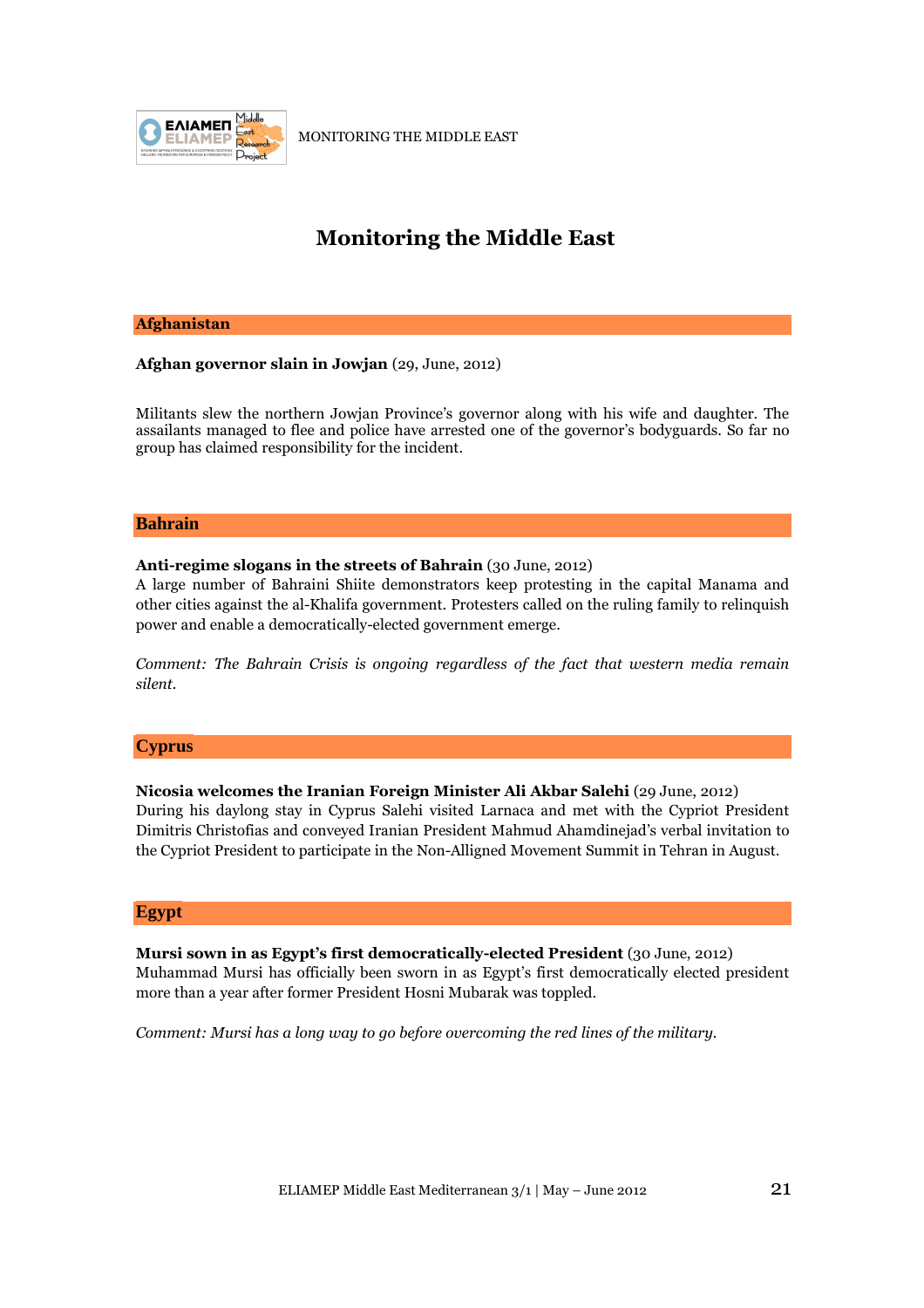# Monitoring the Middle East

## Afghanistan

**Afghan governor slain in Jowjan** (29, June, 2012)

Militants slew the northern Jowjan Province's governor along with his wife and daughter. The assailants managed to flee and police have arrested one of the governor's bodyguards. So far no group has claimed responsibility for the incident.

## Bahrain

**Anti-regime slogans in the streets of Bahrain** (30 June, 2012)
A large number of Bahraini Shiite demonstrators keep protesting in the capital Manama and other cities against the al-Khalifa government. Protesters called on the ruling family to relinquish power and enable a democratically-elected government emerge.

*Comment: The Bahrain Crisis is ongoing regardless of the fact that western media remain silent.*

## Cyprus

**Nicosia welcomes the Iranian Foreign Minister Ali Akbar Salehi** (29 June, 2012)
During his daylong stay in Cyprus Salehi visited Larnaca and met with the Cypriot President Dimitris Christofias and conveyed Iranian President Mahmud Ahamdinejad's verbal invitation to the Cypriot President to participate in the Non-Alligned Movement Summit in Tehran in August.

## Egypt

**Mursi sown in as Egypt's first democratically-elected President** (30 June, 2012)
Muhammad Mursi has officially been sworn in as Egypt's first democratically elected president more than a year after former President Hosni Mubarak was toppled.

*Comment: Mursi has a long way to go before overcoming the red lines of the military.*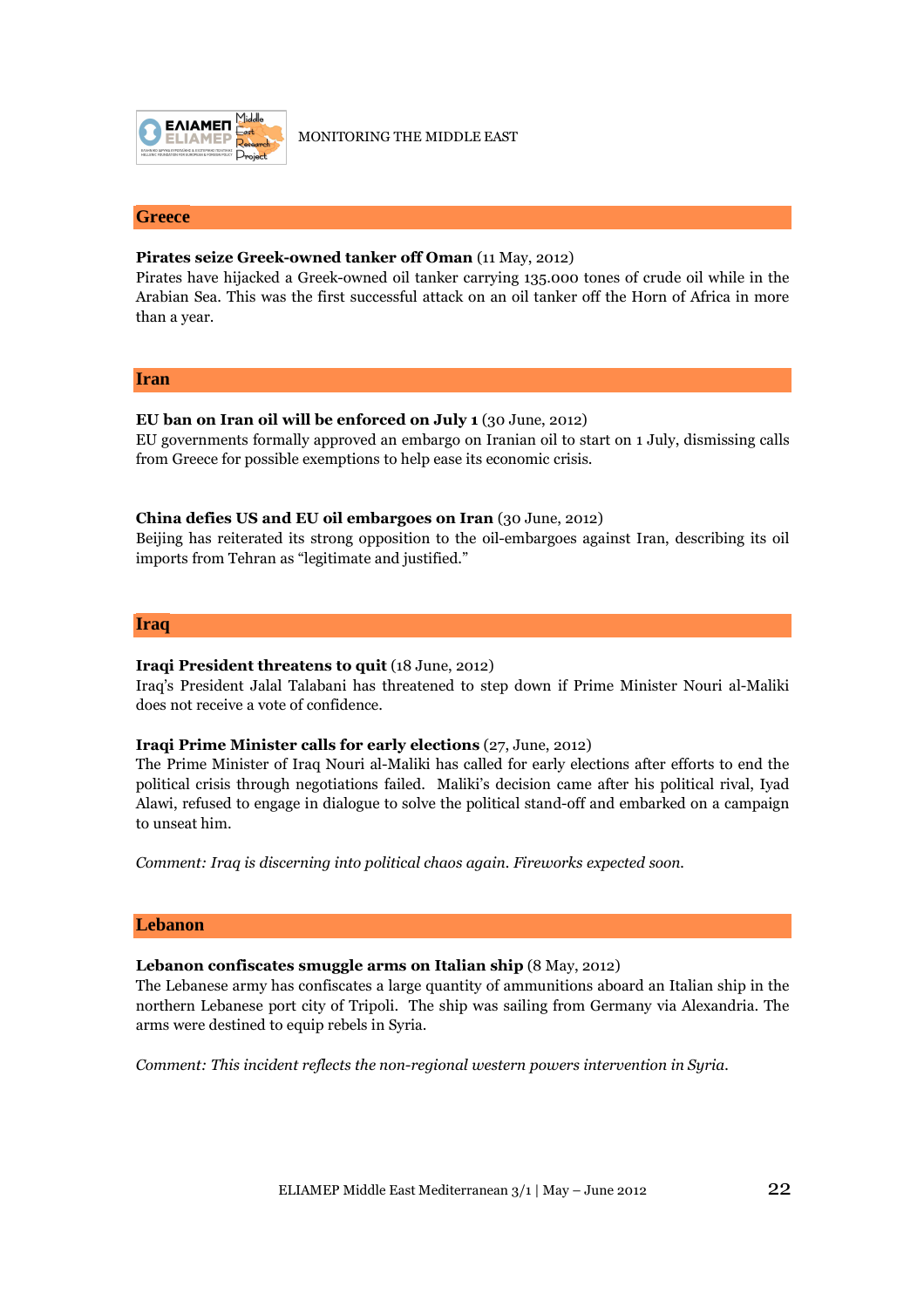## Greece

**Pirates seize Greek-owned tanker off Oman** (11 May, 2012)
Pirates have hijacked a Greek-owned oil tanker carrying 135.000 tones of crude oil while in the Arabian Sea. This was the first successful attack on an oil tanker off the Horn of Africa in more than a year.

## Iran

**EU ban on Iran oil will be enforced on July 1** (30 June, 2012)
EU governments formally approved an embargo on Iranian oil to start on 1 July, dismissing calls from Greece for possible exemptions to help ease its economic crisis.

**China defies US and EU oil embargoes on Iran** (30 June, 2012)
Beijing has reiterated its strong opposition to the oil-embargoes against Iran, describing its oil imports from Tehran as "legitimate and justified."

## Iraq

**Iraqi President threatens to quit** (18 June, 2012)
Iraq's President Jalal Talabani has threatened to step down if Prime Minister Nouri al-Maliki does not receive a vote of confidence.

**Iraqi Prime Minister calls for early elections** (27, June, 2012)
The Prime Minister of Iraq Nouri al-Maliki has called for early elections after efforts to end the political crisis through negotiations failed. Maliki's decision came after his political rival, Iyad Alawi, refused to engage in dialogue to solve the political stand-off and embarked on a campaign to unseat him.

*Comment: Iraq is discerning into political chaos again. Fireworks expected soon.*

## Lebanon

**Lebanon confiscates smuggle arms on Italian ship** (8 May, 2012)
The Lebanese army has confiscates a large quantity of ammunitions aboard an Italian ship in the northern Lebanese port city of Tripoli. The ship was sailing from Germany via Alexandria. The arms were destined to equip rebels in Syria.

*Comment: This incident reflects the non-regional western powers intervention in Syria.*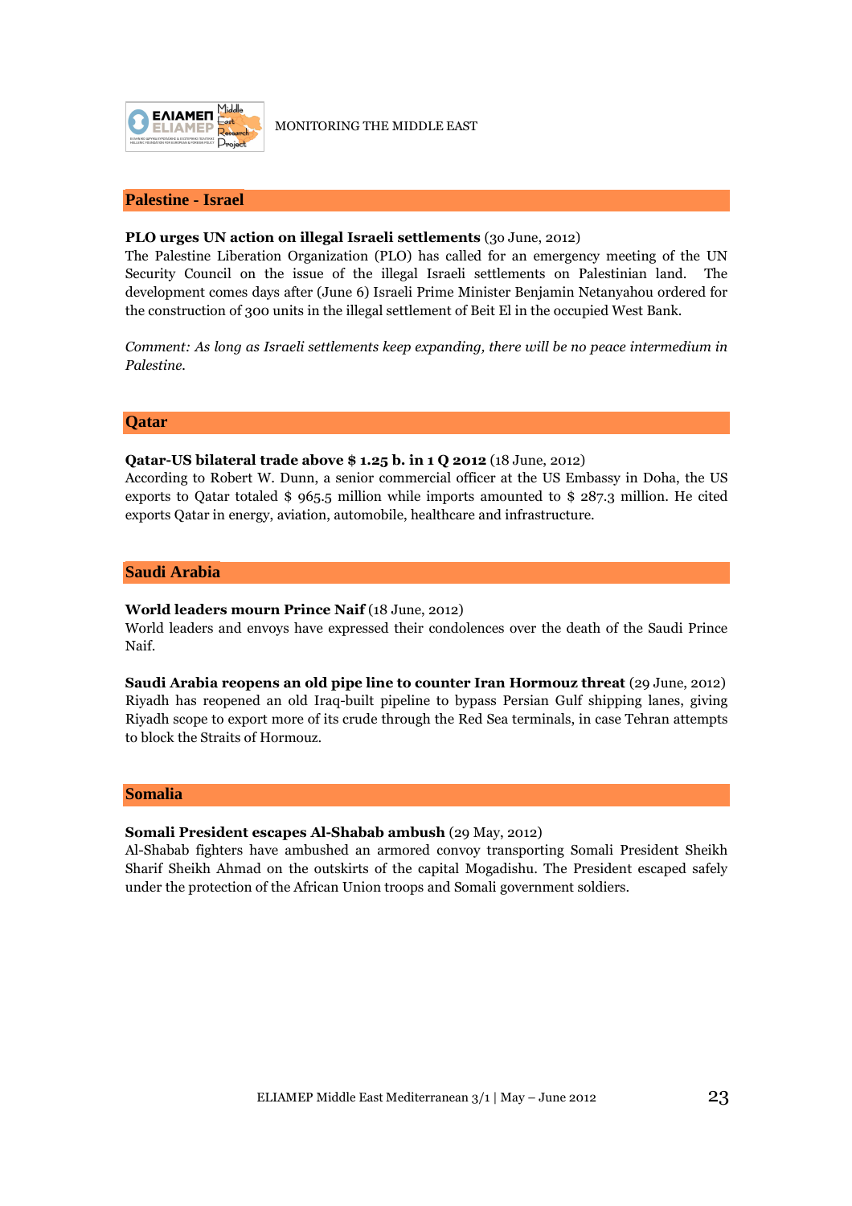## Palestine - Israel

**PLO urges UN action on illegal Israeli settlements** (30 June, 2012)
The Palestine Liberation Organization (PLO) has called for an emergency meeting of the UN Security Council on the issue of the illegal Israeli settlements on Palestinian land. The development comes days after (June 6) Israeli Prime Minister Benjamin Netanyahou ordered for the construction of 300 units in the illegal settlement of Beit El in the occupied West Bank.

*Comment: As long as Israeli settlements keep expanding, there will be no peace intermedium in Palestine.*

## Qatar

**Qatar-US bilateral trade above $ 1.25 b. in 1 Q 2012** (18 June, 2012)
According to Robert W. Dunn, a senior commercial officer at the US Embassy in Doha, the US exports to Qatar totaled $ 965.5 million while imports amounted to $ 287.3 million. He cited exports Qatar in energy, aviation, automobile, healthcare and infrastructure.

## Saudi Arabia

**World leaders mourn Prince Naif** (18 June, 2012)
World leaders and envoys have expressed their condolences over the death of the Saudi Prince Naif.

**Saudi Arabia reopens an old pipe line to counter Iran Hormouz threat** (29 June, 2012)
Riyadh has reopened an old Iraq-built pipeline to bypass Persian Gulf shipping lanes, giving Riyadh scope to export more of its crude through the Red Sea terminals, in case Tehran attempts to block the Straits of Hormouz.

## Somalia

**Somali President escapes Al-Shabab ambush** (29 May, 2012)
Al-Shabab fighters have ambushed an armored convoy transporting Somali President Sheikh Sharif Sheikh Ahmad on the outskirts of the capital Mogadishu. The President escaped safely under the protection of the African Union troops and Somali government soldiers.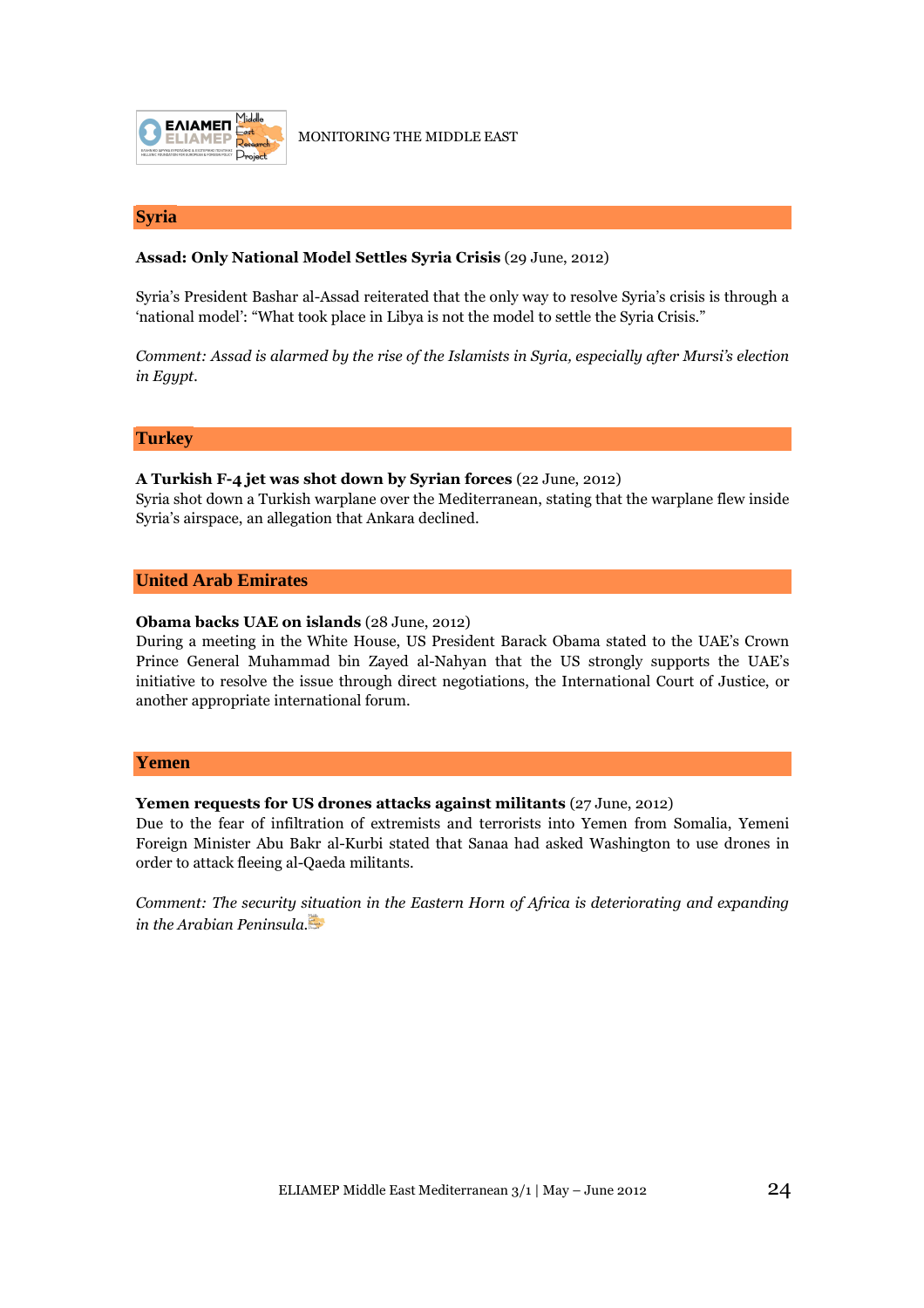## Syria

**Assad: Only National Model Settles Syria Crisis** (29 June, 2012)

Syria's President Bashar al-Assad reiterated that the only way to resolve Syria's crisis is through a 'national model': "What took place in Libya is not the model to settle the Syria Crisis."

*Comment: Assad is alarmed by the rise of the Islamists in Syria, especially after Mursi's election in Egypt.*

## Turkey

**A Turkish F-4 jet was shot down by Syrian forces** (22 June, 2012)
Syria shot down a Turkish warplane over the Mediterranean, stating that the warplane flew inside Syria's airspace, an allegation that Ankara declined.

## United Arab Emirates

**Obama backs UAE on islands** (28 June, 2012)
During a meeting in the White House, US President Barack Obama stated to the UAE's Crown Prince General Muhammad bin Zayed al-Nahyan that the US strongly supports the UAE's initiative to resolve the issue through direct negotiations, the International Court of Justice, or another appropriate international forum.

## Yemen

**Yemen requests for US drones attacks against militants** (27 June, 2012)
Due to the fear of infiltration of extremists and terrorists into Yemen from Somalia, Yemeni Foreign Minister Abu Bakr al-Kurbi stated that Sanaa had asked Washington to use drones in order to attack fleeing al-Qaeda militants.

*Comment: The security situation in the Eastern Horn of Africa is deteriorating and expanding in the Arabian Peninsula.*